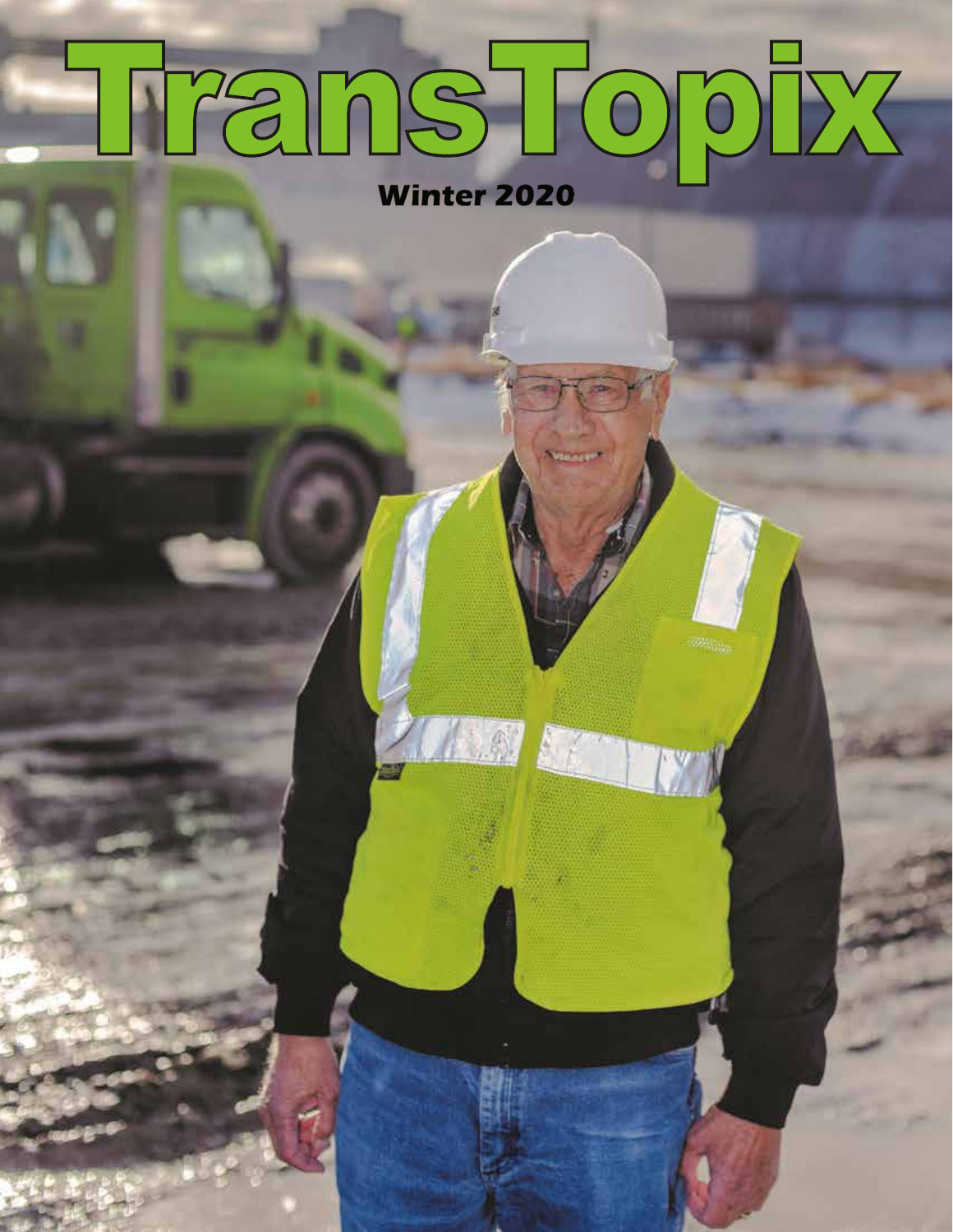# TransTopix

Winter 2020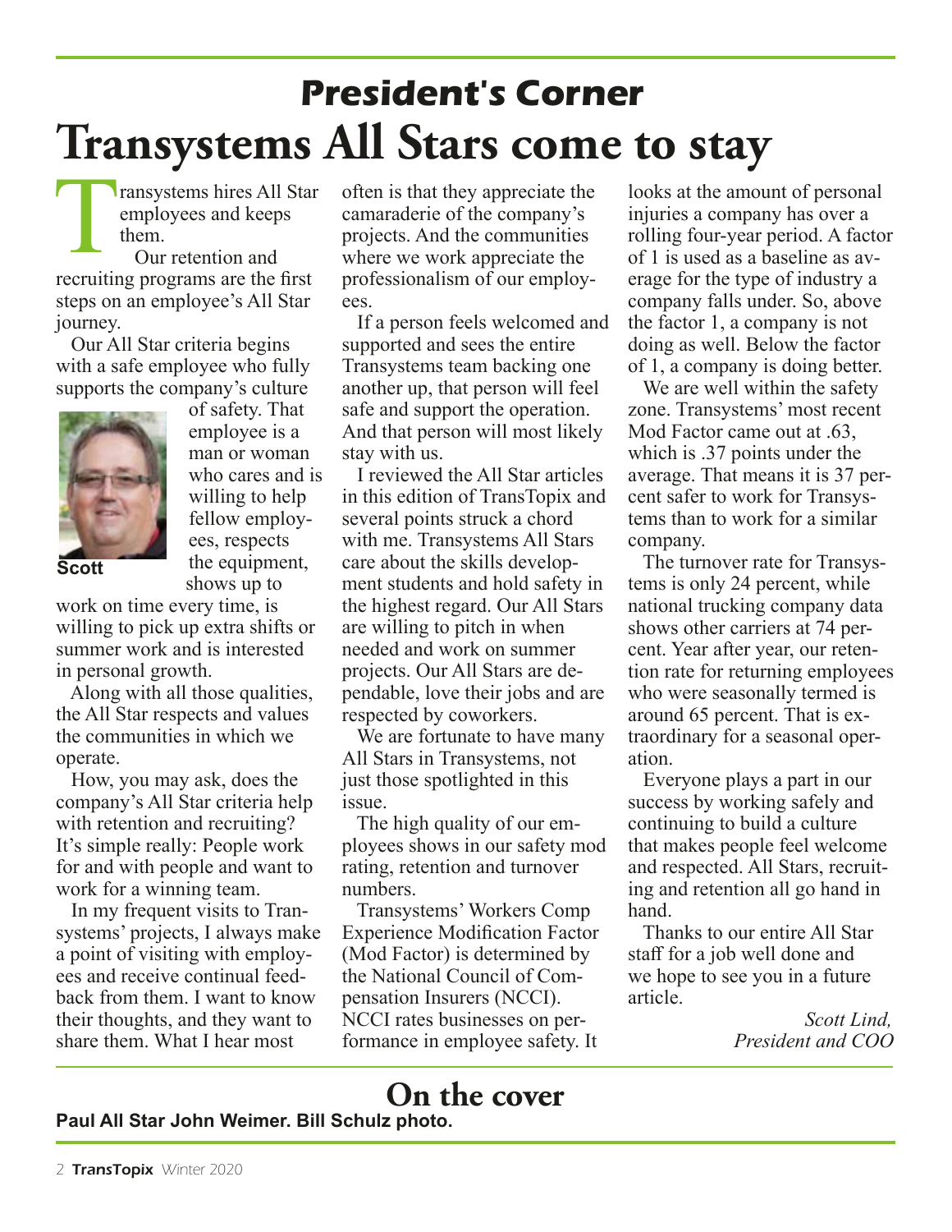## President's Corner

# Transystems All Stars come to stay

Transystems hires All Star employees and keeps them.

Our retention and recruiting programs are the first steps on an employee's All Star journey.

Our All Star criteria begins with a safe employee who fully supports the company's culture of safety. That employee is a man or woman who cares and is willing to help fellow employees, respects the equipment, shows up to work on time every time, is willing to pick up extra shifts or summer work and is interested in personal growth.

Scott

Along with all those qualities, the All Star respects and values the communities in which we operate.

How, you may ask, does the company's All Star criteria help with retention and recruiting? It's simple really: People work for and with people and want to work for a winning team.

In my frequent visits to Transystems' projects, I always make a point of visiting with employees and receive continual feedback from them. I want to know their thoughts, and they want to share them. What I hear most often is that they appreciate the camaraderie of the company's projects. And the communities where we work appreciate the professionalism of our employees.

If a person feels welcomed and supported and sees the entire Transystems team backing one another up, that person will feel safe and support the operation. And that person will most likely stay with us.

I reviewed the All Star articles in this edition of TransTopix and several points struck a chord with me. Transystems All Stars care about the skills development students and hold safety in the highest regard. Our All Stars are willing to pitch in when needed and work on summer projects. Our All Stars are dependable, love their jobs and are respected by coworkers.

We are fortunate to have many All Stars in Transystems, not just those spotlighted in this issue.

The high quality of our employees shows in our safety mod rating, retention and turnover numbers.

Transystems' Workers Comp Experience Modification Factor (Mod Factor) is determined by the National Council of Compensation Insurers (NCCI). NCCI rates businesses on performance in employee safety. It looks at the amount of personal injuries a company has over a rolling four-year period. A factor of 1 is used as a baseline as average for the type of industry a company falls under. So, above the factor 1, a company is not doing as well. Below the factor of 1, a company is doing better.

We are well within the safety zone. Transystems' most recent Mod Factor came out at .63, which is .37 points under the average. That means it is 37 percent safer to work for Transystems than to work for a similar company.

The turnover rate for Transystems is only 24 percent, while national trucking company data shows other carriers at 74 percent. Year after year, our retention rate for returning employees who were seasonally termed is around 65 percent. That is extraordinary for a seasonal operation.

Everyone plays a part in our success by working safely and continuing to build a culture that makes people feel welcome and respected. All Stars, recruiting and retention all go hand in hand.

Thanks to our entire All Star staff for a job well done and we hope to see you in a future article.

*Scott Lind,*
*President and COO*

## On the cover

**Paul All Star John Weimer. Bill Schulz photo.**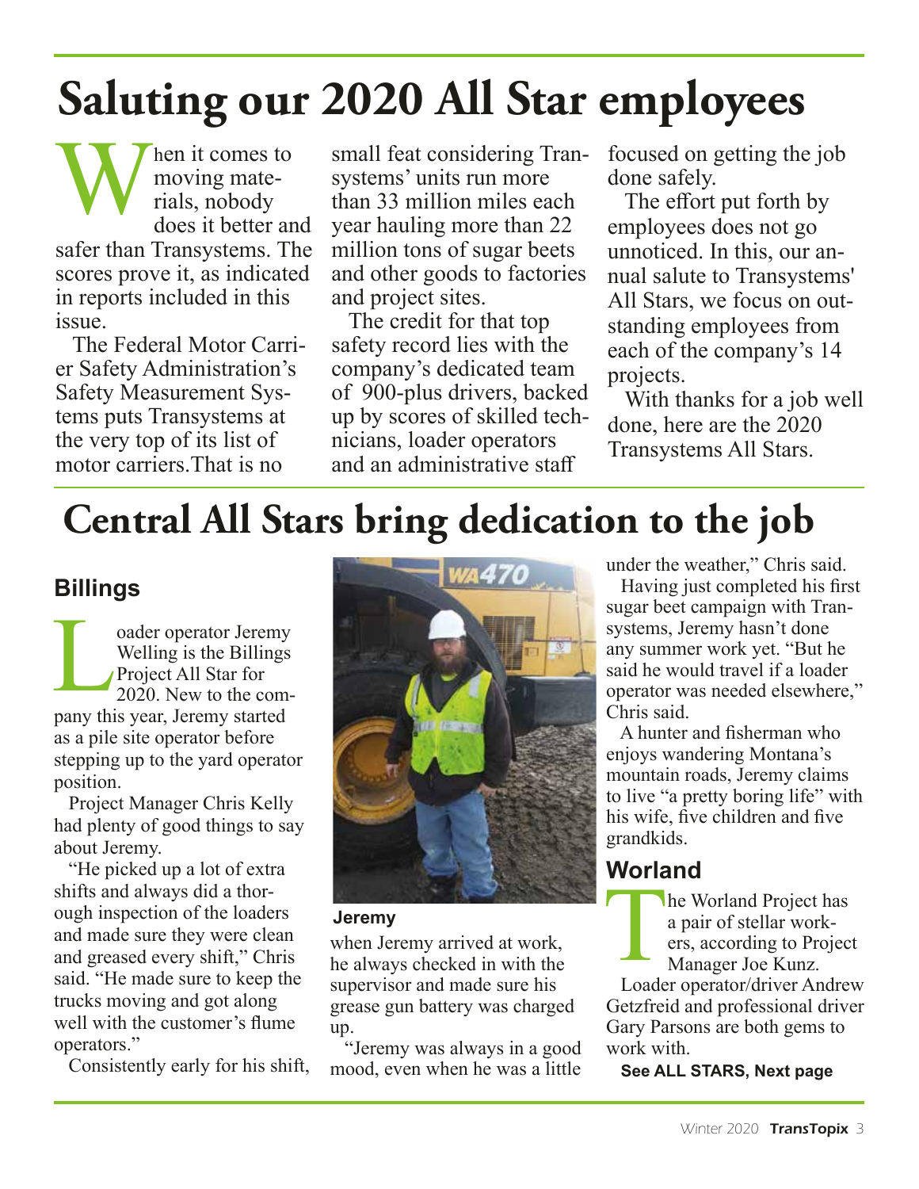# Saluting our 2020 All Star employees

When it comes to moving materials, nobody does it better and safer than Transystems. The scores prove it, as indicated in reports included in this issue.

The Federal Motor Carrier Safety Administration's Safety Measurement Systems puts Transystems at the very top of its list of motor carriers. That is no small feat considering Transystems' units run more than 33 million miles each year hauling more than 22 million tons of sugar beets and other goods to factories and project sites.

The credit for that top safety record lies with the company's dedicated team of 900-plus drivers, backed up by scores of skilled technicians, loader operators and an administrative staff focused on getting the job done safely.

The effort put forth by employees does not go unnoticed. In this, our annual salute to Transystems' All Stars, we focus on outstanding employees from each of the company's 14 projects.

With thanks for a job well done, here are the 2020 Transystems All Stars.

# Central All Stars bring dedication to the job

## Billings

Loader operator Jeremy Welling is the Billings Project All Star for 2020. New to the company this year, Jeremy started as a pile site operator before stepping up to the yard operator position.

Project Manager Chris Kelly had plenty of good things to say about Jeremy.

"He picked up a lot of extra shifts and always did a thorough inspection of the loaders and made sure they were clean and greased every shift," Chris said. "He made sure to keep the trucks moving and got along well with the customer's flume operators."

Consistently early for his shift, when Jeremy arrived at work, he always checked in with the supervisor and made sure his grease gun battery was charged up.

**Jeremy**

"Jeremy was always in a good mood, even when he was a little under the weather," Chris said.

Having just completed his first sugar beet campaign with Transystems, Jeremy hasn't done any summer work yet. "But he said he would travel if a loader operator was needed elsewhere," Chris said.

A hunter and fisherman who enjoys wandering Montana's mountain roads, Jeremy claims to live "a pretty boring life" with his wife, five children and five grandkids.

## Worland

The Worland Project has a pair of stellar workers, according to Project Manager Joe Kunz.

Loader operator/driver Andrew Getzfreid and professional driver Gary Parsons are both gems to work with.

**See ALL STARS, Next page**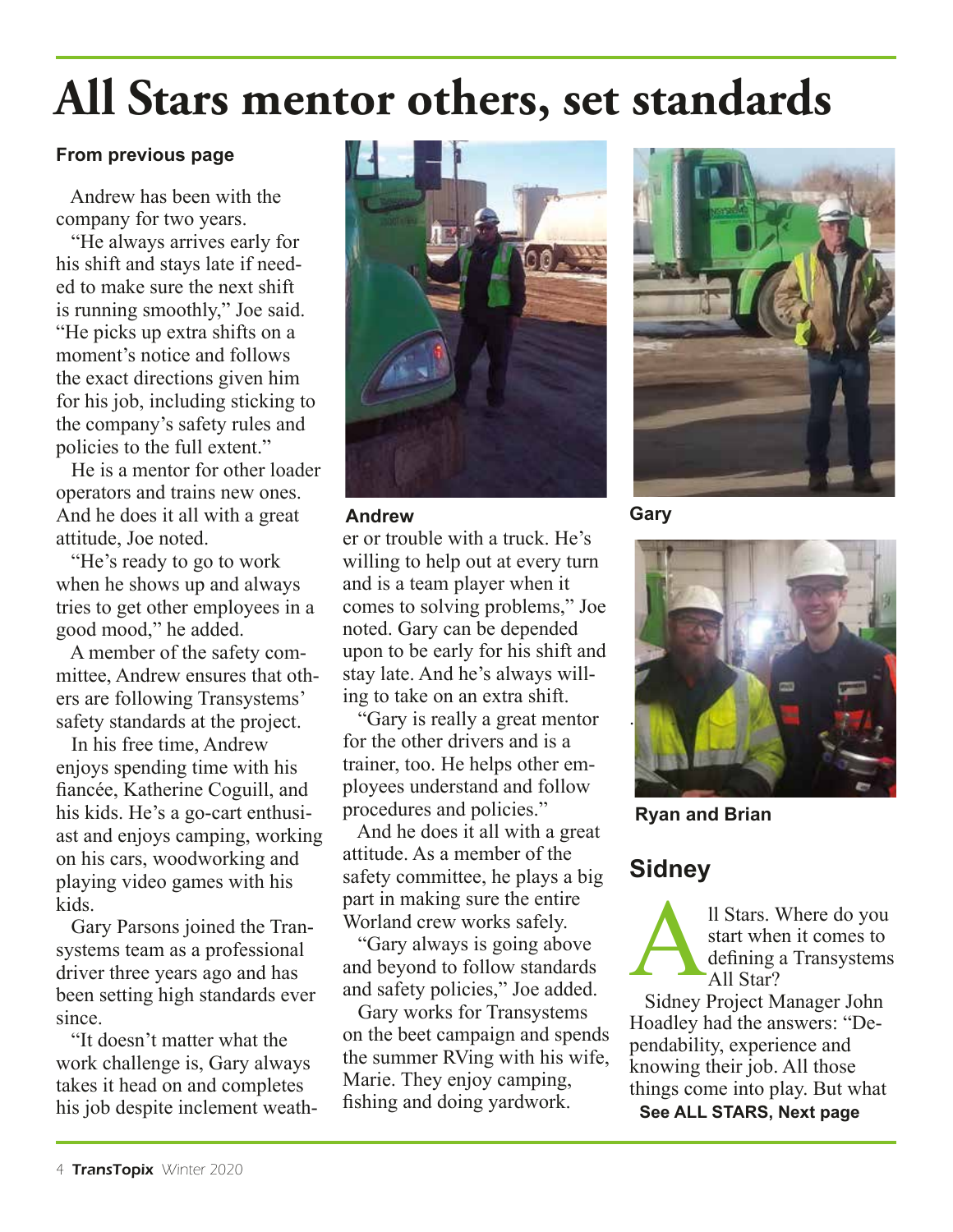# All Stars mentor others, set standards

**From previous page**

Andrew has been with the company for two years.

"He always arrives early for his shift and stays late if needed to make sure the next shift is running smoothly," Joe said. "He picks up extra shifts on a moment's notice and follows the exact directions given him for his job, including sticking to the company's safety rules and policies to the full extent."

He is a mentor for other loader operators and trains new ones. And he does it all with a great attitude, Joe noted.

"He's ready to go to work when he shows up and always tries to get other employees in a good mood," he added.

A member of the safety committee, Andrew ensures that others are following Transystems' safety standards at the project.

In his free time, Andrew enjoys spending time with his fiancée, Katherine Coguill, and his kids. He's a go-cart enthusiast and enjoys camping, working on his cars, woodworking and playing video games with his kids.

Gary Parsons joined the Transystems team as a professional driver three years ago and has been setting high standards ever since.

"It doesn't matter what the work challenge is, Gary always takes it head on and completes his job despite inclement weather or trouble with a truck. He's willing to help out at every turn and is a team player when it comes to solving problems," Joe noted. Gary can be depended upon to be early for his shift and stay late. And he's always willing to take on an extra shift.

"Gary is really a great mentor for the other drivers and is a trainer, too. He helps other employees understand and follow procedures and policies."

And he does it all with a great attitude. As a member of the safety committee, he plays a big part in making sure the entire Worland crew works safely.

"Gary always is going above and beyond to follow standards and safety policies," Joe added.

Gary works for Transystems on the beet campaign and spends the summer RVing with his wife, Marie. They enjoy camping, fishing and doing yardwork.

**Andrew**

**Gary**

**Ryan and Brian**

## Sidney

All Stars. Where do you start when it comes to defining a Transystems All Star?

Sidney Project Manager John Hoadley had the answers: "Dependability, experience and knowing their job. All those things come into play. But what

**See ALL STARS, Next page**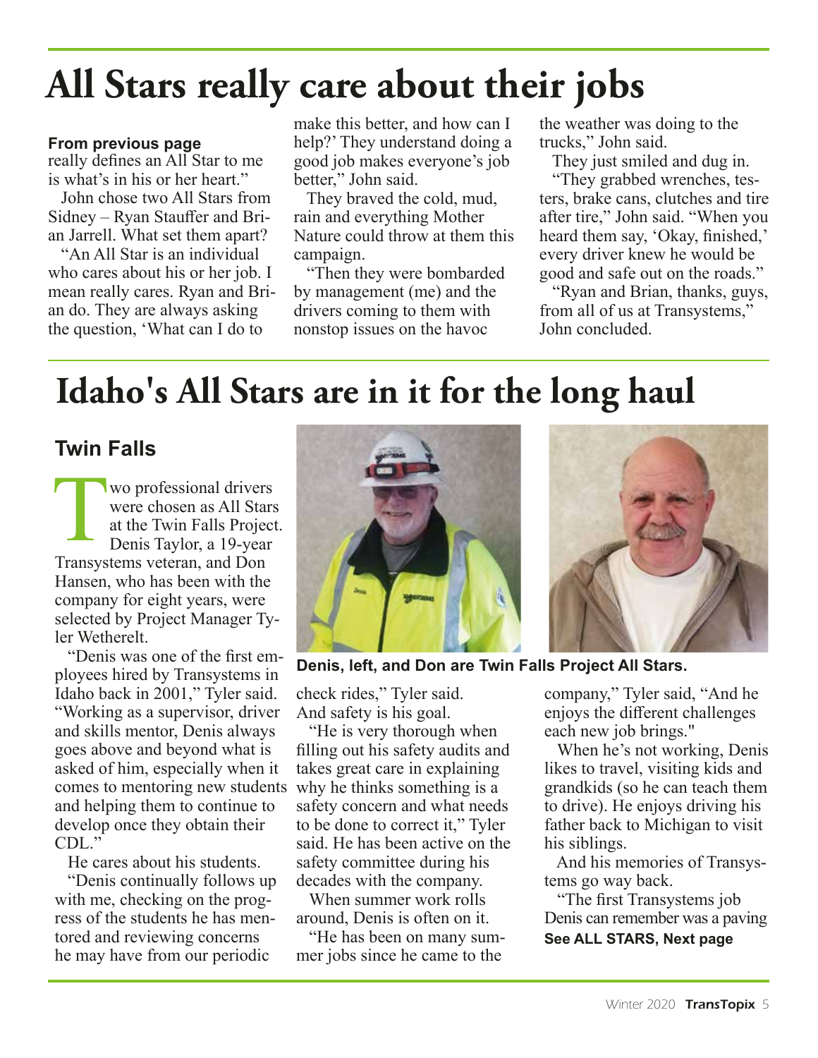# All Stars really care about their jobs

**From previous page**

really defines an All Star to me is what's in his or her heart."

John chose two All Stars from Sidney – Ryan Stauffer and Brian Jarrell. What set them apart?

"An All Star is an individual who cares about his or her job. I mean really cares. Ryan and Brian do. They are always asking the question, 'What can I do to make this better, and how can I help?' They understand doing a good job makes everyone's job better," John said.

They braved the cold, mud, rain and everything Mother Nature could throw at them this campaign.

"Then they were bombarded by management (me) and the drivers coming to them with nonstop issues on the havoc the weather was doing to the trucks," John said.

They just smiled and dug in.

"They grabbed wrenches, testers, brake cans, clutches and tire after tire," John said. "When you heard them say, 'Okay, finished,' every driver knew he would be good and safe out on the roads."

"Ryan and Brian, thanks, guys, from all of us at Transystems," John concluded.

# Idaho's All Stars are in it for the long haul

## Twin Falls

Two professional drivers were chosen as All Stars at the Twin Falls Project. Denis Taylor, a 19-year Transystems veteran, and Don Hansen, who has been with the company for eight years, were selected by Project Manager Tyler Wetherelt.

"Denis was one of the first employees hired by Transystems in Idaho back in 2001," Tyler said. "Working as a supervisor, driver and skills mentor, Denis always goes above and beyond what is asked of him, especially when it comes to mentoring new students and helping them to continue to develop once they obtain their CDL."

He cares about his students.

"Denis continually follows up with me, checking on the progress of the students he has mentored and reviewing concerns he may have from our periodic check rides," Tyler said. And safety is his goal.

"He is very thorough when filling out his safety audits and takes great care in explaining why he thinks something is a safety concern and what needs to be done to correct it," Tyler said. He has been active on the safety committee during his decades with the company.

When summer work rolls around, Denis is often on it.

"He has been on many summer jobs since he came to the company," Tyler said, "And he enjoys the different challenges each new job brings."

When he's not working, Denis likes to travel, visiting kids and grandkids (so he can teach them to drive). He enjoys driving his father back to Michigan to visit his siblings.

And his memories of Transystems go way back.

"The first Transystems job Denis can remember was a paving

**See ALL STARS, Next page**

**Denis, left, and Don are Twin Falls Project All Stars.**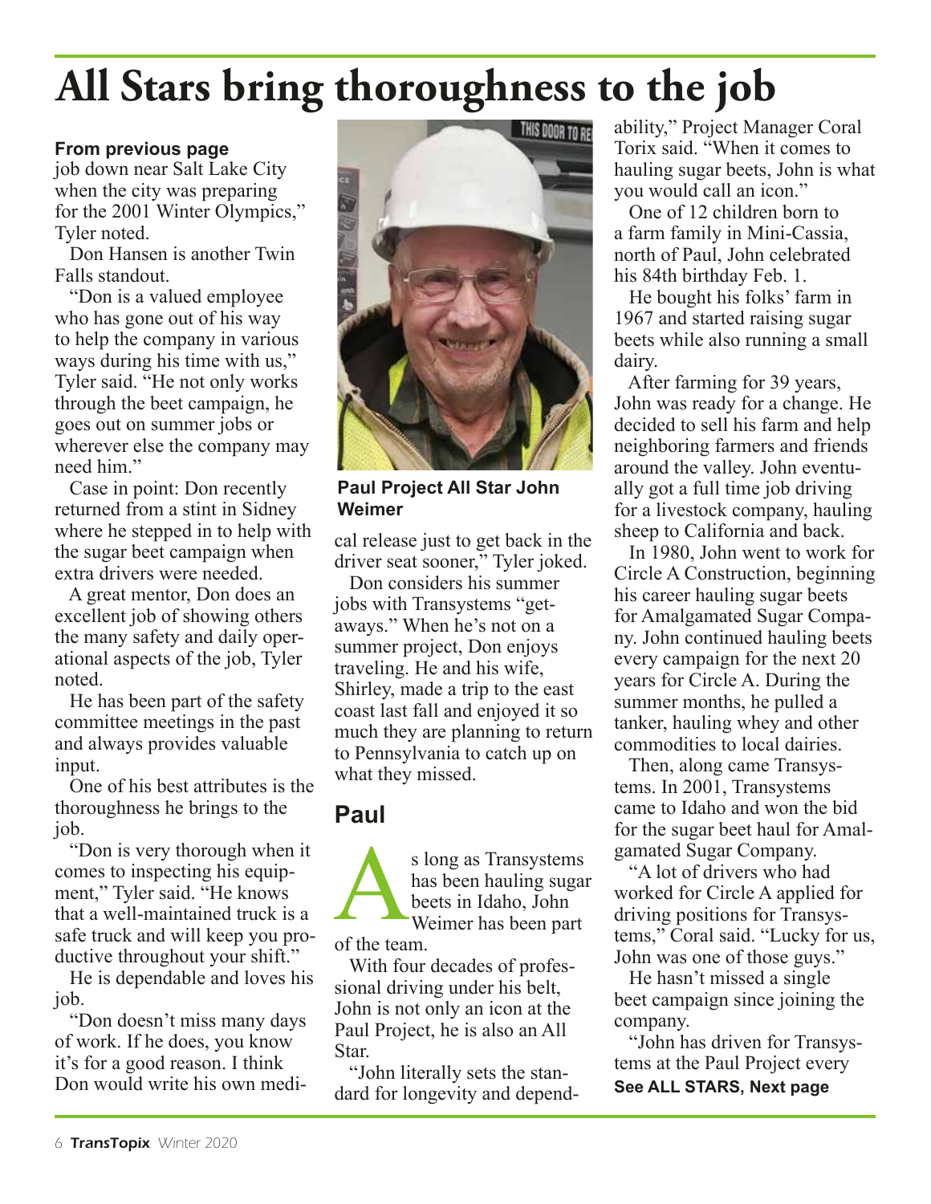# All Stars bring thoroughness to the job

**From previous page**

job down near Salt Lake City when the city was preparing for the 2001 Winter Olympics," Tyler noted.

Don Hansen is another Twin Falls standout.

"Don is a valued employee who has gone out of his way to help the company in various ways during his time with us," Tyler said. "He not only works through the beet campaign, he goes out on summer jobs or wherever else the company may need him."

Case in point: Don recently returned from a stint in Sidney where he stepped in to help with the sugar beet campaign when extra drivers were needed.

A great mentor, Don does an excellent job of showing others the many safety and daily operational aspects of the job, Tyler noted.

He has been part of the safety committee meetings in the past and always provides valuable input.

One of his best attributes is the thoroughness he brings to the job.

"Don is very thorough when it comes to inspecting his equipment," Tyler said. "He knows that a well-maintained truck is a safe truck and will keep you productive throughout your shift."

He is dependable and loves his job.

"Don doesn't miss many days of work. If he does, you know it's for a good reason. I think Don would write his own medical release just to get back in the driver seat sooner," Tyler joked.

Don considers his summer jobs with Transystems "getaways." When he's not on a summer project, Don enjoys traveling. He and his wife, Shirley, made a trip to the east coast last fall and enjoyed it so much they are planning to return to Pennsylvania to catch up on what they missed.

**Paul Project All Star John Weimer**

## Paul

As long as Transystems has been hauling sugar beets in Idaho, John Weimer has been part of the team.

With four decades of professional driving under his belt, John is not only an icon at the Paul Project, he is also an All Star.

"John literally sets the standard for longevity and dependability," Project Manager Coral Torix said. "When it comes to hauling sugar beets, John is what you would call an icon."

One of 12 children born to a farm family in Mini-Cassia, north of Paul, John celebrated his 84th birthday Feb. 1.

He bought his folks' farm in 1967 and started raising sugar beets while also running a small dairy.

After farming for 39 years, John was ready for a change. He decided to sell his farm and help neighboring farmers and friends around the valley. John eventually got a full time job driving for a livestock company, hauling sheep to California and back.

In 1980, John went to work for Circle A Construction, beginning his career hauling sugar beets for Amalgamated Sugar Company. John continued hauling beets every campaign for the next 20 years for Circle A. During the summer months, he pulled a tanker, hauling whey and other commodities to local dairies.

Then, along came Transystems. In 2001, Transystems came to Idaho and won the bid for the sugar beet haul for Amalgamated Sugar Company.

"A lot of drivers who had worked for Circle A applied for driving positions for Transystems," Coral said. "Lucky for us, John was one of those guys."

He hasn't missed a single beet campaign since joining the company.

"John has driven for Transystems at the Paul Project every

**See ALL STARS, Next page**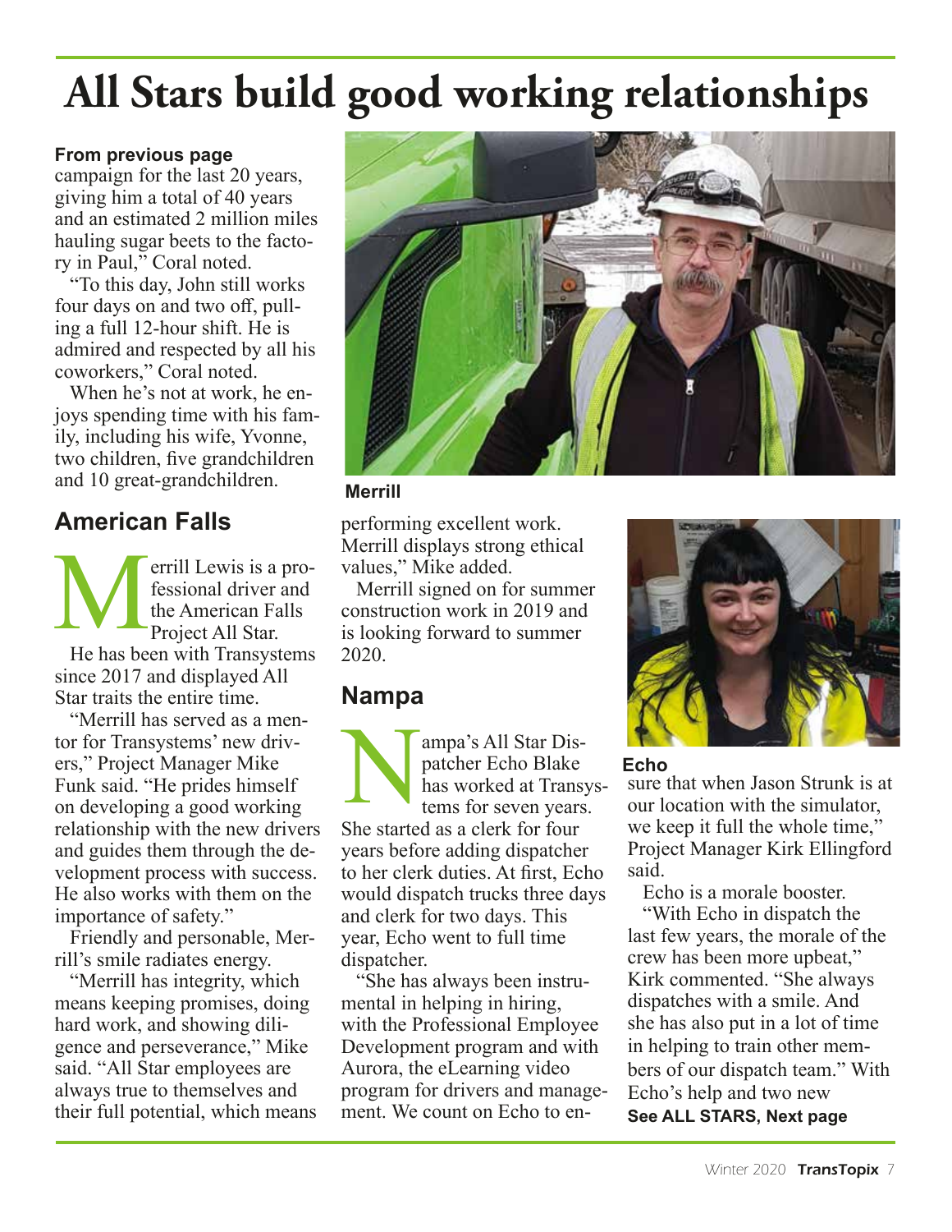# All Stars build good working relationships

**From previous page**

campaign for the last 20 years, giving him a total of 40 years and an estimated 2 million miles hauling sugar beets to the factory in Paul," Coral noted.

"To this day, John still works four days on and two off, pulling a full 12-hour shift. He is admired and respected by all his coworkers," Coral noted.

When he's not at work, he enjoys spending time with his family, including his wife, Yvonne, two children, five grandchildren and 10 great-grandchildren.

## American Falls

Merrill Lewis is a professional driver and the American Falls Project All Star.

He has been with Transystems since 2017 and displayed All Star traits the entire time.

"Merrill has served as a mentor for Transystems' new drivers," Project Manager Mike Funk said. "He prides himself on developing a good working relationship with the new drivers and guides them through the development process with success. He also works with them on the importance of safety."

Friendly and personable, Merrill's smile radiates energy.

"Merrill has integrity, which means keeping promises, doing hard work, and showing diligence and perseverance," Mike said. "All Star employees are always true to themselves and their full potential, which means performing excellent work. Merrill displays strong ethical values," Mike added.

Merrill signed on for summer construction work in 2019 and is looking forward to summer 2020.

**Merrill**

## Nampa

Nampa's All Star Dispatcher Echo Blake has worked at Transystems for seven years. She started as a clerk for four years before adding dispatcher to her clerk duties. At first, Echo would dispatch trucks three days and clerk for two days. This year, Echo went to full time dispatcher.

"She has always been instrumental in helping in hiring, with the Professional Employee Development program and with Aurora, the eLearning video program for drivers and management. We count on Echo to ensure that when Jason Strunk is at our location with the simulator, we keep it full the whole time," Project Manager Kirk Ellingford said.

**Echo**

Echo is a morale booster.

"With Echo in dispatch the last few years, the morale of the crew has been more upbeat," Kirk commented. "She always dispatches with a smile. And she has also put in a lot of time in helping to train other members of our dispatch team." With Echo's help and two new

**See ALL STARS, Next page**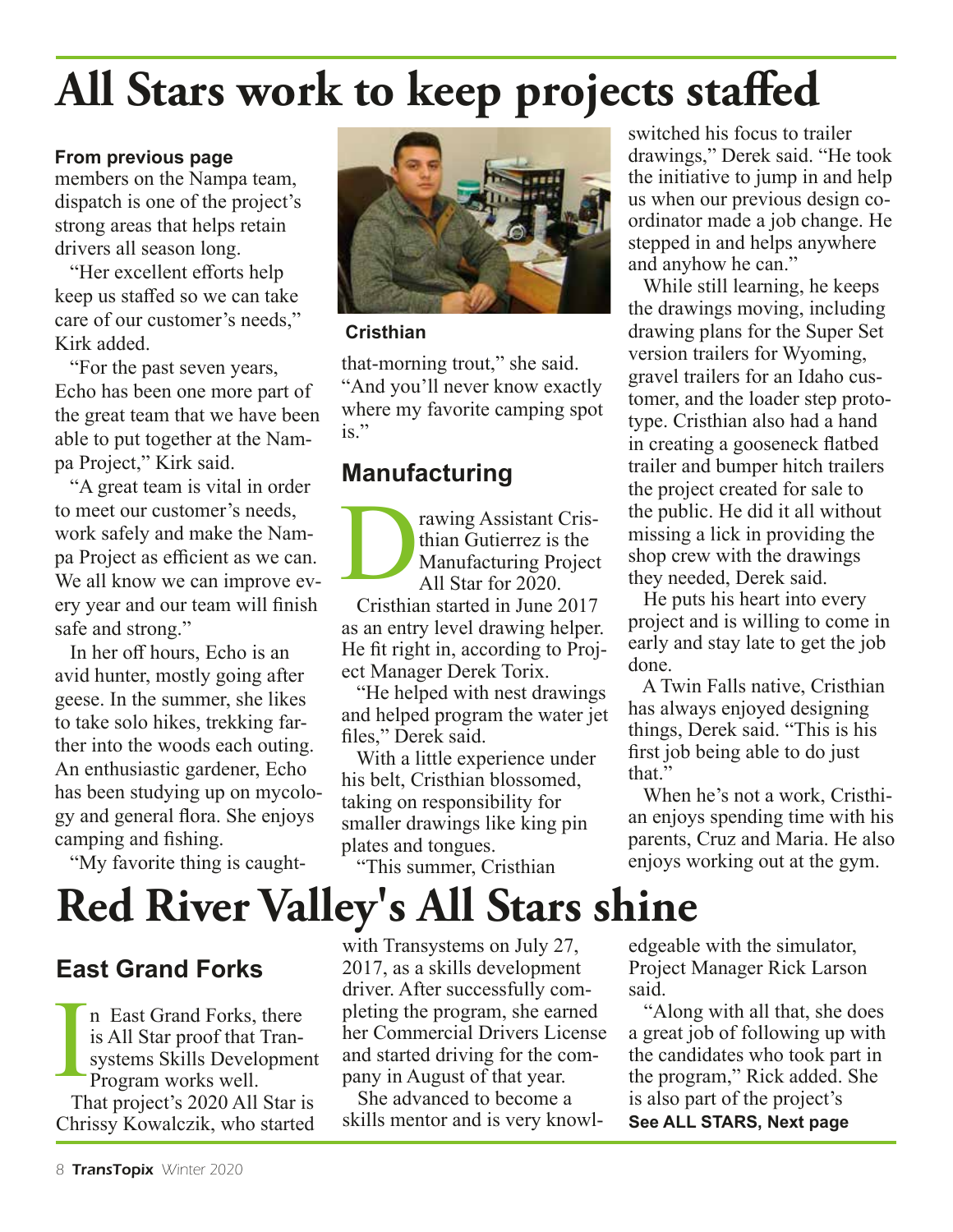# All Stars work to keep projects staffed

**From previous page**

members on the Nampa team, dispatch is one of the project's strong areas that helps retain drivers all season long.

"Her excellent efforts help keep us staffed so we can take care of our customer's needs," Kirk added.

"For the past seven years, Echo has been one more part of the great team that we have been able to put together at the Nampa Project," Kirk said.

"A great team is vital in order to meet our customer's needs, work safely and make the Nampa Project as efficient as we can. We all know we can improve every year and our team will finish safe and strong."

In her off hours, Echo is an avid hunter, mostly going after geese. In the summer, she likes to take solo hikes, trekking farther into the woods each outing. An enthusiastic gardener, Echo has been studying up on mycology and general flora. She enjoys camping and fishing.

"My favorite thing is caught-that-morning trout," she said. "And you'll never know exactly where my favorite camping spot is."

**Cristhian**

## Manufacturing

Drawing Assistant Cristhian Gutierrez is the Manufacturing Project All Star for 2020.

Cristhian started in June 2017 as an entry level drawing helper. He fit right in, according to Project Manager Derek Torix.

"He helped with nest drawings and helped program the water jet files," Derek said.

With a little experience under his belt, Cristhian blossomed, taking on responsibility for smaller drawings like king pin plates and tongues.

"This summer, Cristhian switched his focus to trailer drawings," Derek said. "He took the initiative to jump in and help us when our previous design coordinator made a job change. He stepped in and helps anywhere and anyhow he can."

While still learning, he keeps the drawings moving, including drawing plans for the Super Set version trailers for Wyoming, gravel trailers for an Idaho customer, and the loader step prototype. Cristhian also had a hand in creating a gooseneck flatbed trailer and bumper hitch trailers the project created for sale to the public. He did it all without missing a lick in providing the shop crew with the drawings they needed, Derek said.

He puts his heart into every project and is willing to come in early and stay late to get the job done.

A Twin Falls native, Cristhian has always enjoyed designing things, Derek said. "This is his first job being able to do just that."

When he's not a work, Cristhian enjoys spending time with his parents, Cruz and Maria. He also enjoys working out at the gym.

# Red River Valley's All Stars shine

## East Grand Forks

In East Grand Forks, there is All Star proof that Transystems Skills Development Program works well.

That project's 2020 All Star is Chrissy Kowalczik, who started with Transystems on July 27, 2017, as a skills development driver. After successfully completing the program, she earned her Commercial Drivers License and started driving for the company in August of that year.

She advanced to become a skills mentor and is very knowledgeable with the simulator, Project Manager Rick Larson said.

"Along with all that, she does a great job of following up with the candidates who took part in the program," Rick added. She is also part of the project's

**See ALL STARS, Next page**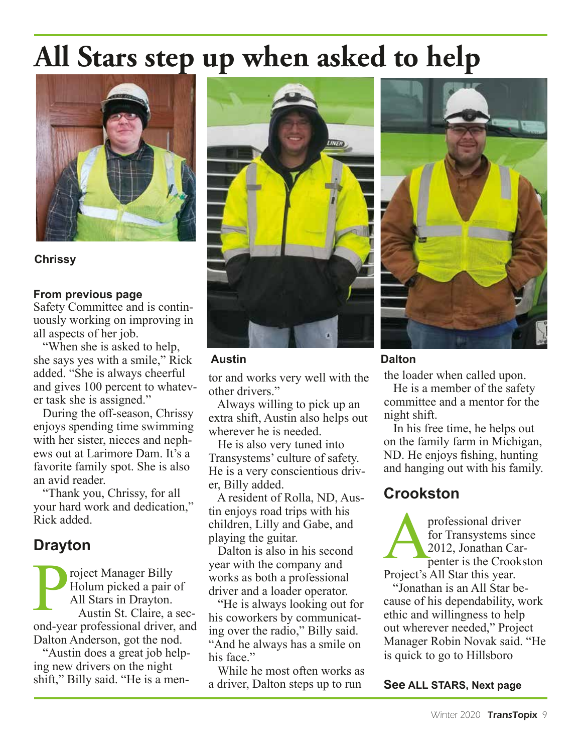# All Stars step up when asked to help

Chrissy

**From previous page**

Safety Committee and is continuously working on improving in all aspects of her job.

"When she is asked to help, she says yes with a smile," Rick added. "She is always cheerful and gives 100 percent to whatever task she is assigned."

During the off-season, Chrissy enjoys spending time swimming with her sister, nieces and nephews out at Larimore Dam. It's a favorite family spot. She is also an avid reader.

"Thank you, Chrissy, for all your hard work and dedication," Rick added.

## Drayton

Project Manager Billy Holum picked a pair of All Stars in Drayton.

Austin St. Claire, a second-year professional driver, and Dalton Anderson, got the nod.

"Austin does a great job helping new drivers on the night shift," Billy said. "He is a mentor and works very well with the other drivers."

Austin

Always willing to pick up an extra shift, Austin also helps out wherever he is needed.

He is also very tuned into Transystems' culture of safety. He is a very conscientious driver, Billy added.

A resident of Rolla, ND, Austin enjoys road trips with his children, Lilly and Gabe, and playing the guitar.

Dalton is also in his second year with the company and works as both a professional driver and a loader operator.

"He is always looking out for his coworkers by communicating over the radio," Billy said. "And he always has a smile on his face."

While he most often works as a driver, Dalton steps up to run the loader when called upon.

Dalton

He is a member of the safety committee and a mentor for the night shift.

In his free time, he helps out on the family farm in Michigan, ND. He enjoys fishing, hunting and hanging out with his family.

## Crookston

A professional driver for Transystems since 2012, Jonathan Carpenter is the Crookston Project's All Star this year.

"Jonathan is an All Star because of his dependability, work ethic and willingness to help out wherever needed," Project Manager Robin Novak said. "He is quick to go to Hillsboro

**See ALL STARS, Next page**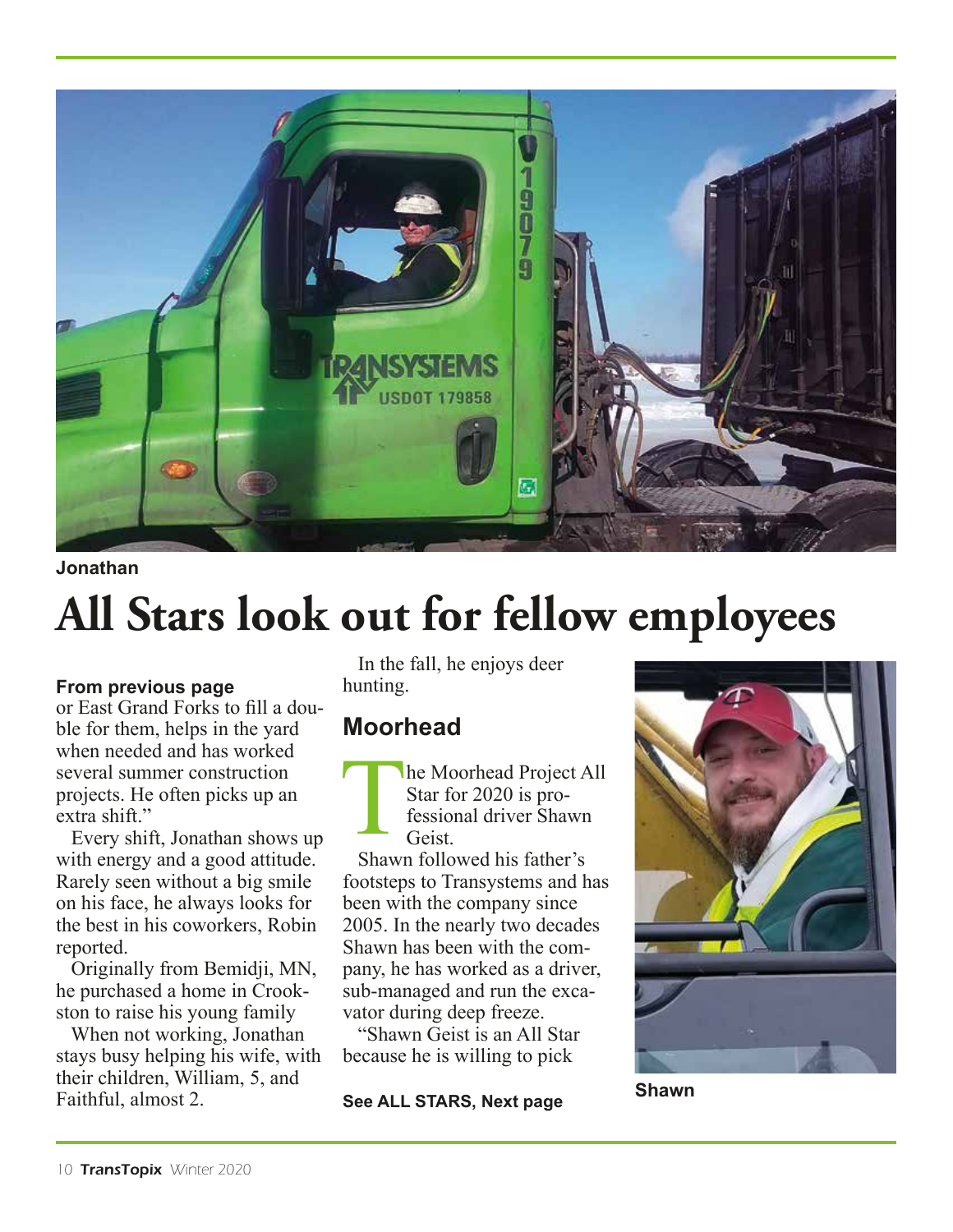Jonathan

# All Stars look out for fellow employees

**From previous page**

or East Grand Forks to fill a double for them, helps in the yard when needed and has worked several summer construction projects. He often picks up an extra shift."

Every shift, Jonathan shows up with energy and a good attitude. Rarely seen without a big smile on his face, he always looks for the best in his coworkers, Robin reported.

Originally from Bemidji, MN, he purchased a home in Crookston to raise his young family

When not working, Jonathan stays busy helping his wife, with their children, William, 5, and Faithful, almost 2.

In the fall, he enjoys deer hunting.

## Moorhead

The Moorhead Project All Star for 2020 is professional driver Shawn Geist.

Shawn followed his father's footsteps to Transystems and has been with the company since 2005. In the nearly two decades Shawn has been with the company, he has worked as a driver, sub-managed and run the excavator during deep freeze.

"Shawn Geist is an All Star because he is willing to pick

**See ALL STARS, Next page**

Shawn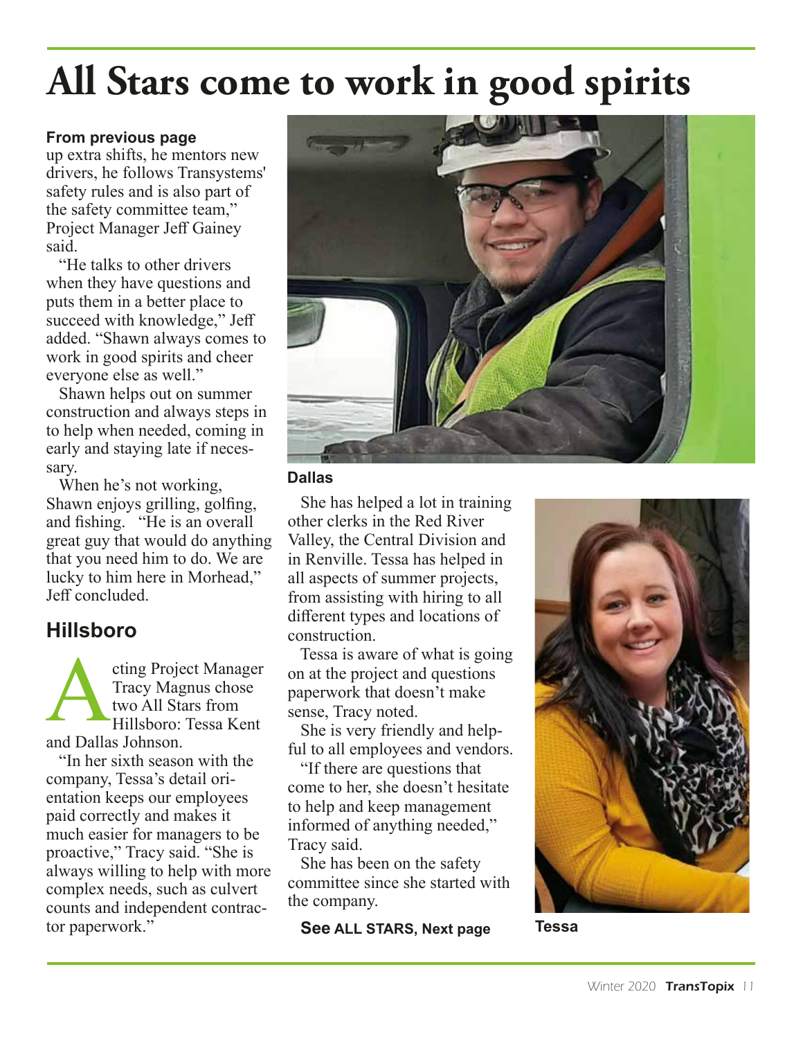# All Stars come to work in good spirits

**From previous page**

up extra shifts, he mentors new drivers, he follows Transystems' safety rules and is also part of the safety committee team," Project Manager Jeff Gainey said.

"He talks to other drivers when they have questions and puts them in a better place to succeed with knowledge," Jeff added. "Shawn always comes to work in good spirits and cheer everyone else as well."

Shawn helps out on summer construction and always steps in to help when needed, coming in early and staying late if necessary.

When he's not working, Shawn enjoys grilling, golfing, and fishing. "He is an overall great guy that would do anything that you need him to do. We are lucky to him here in Morhead," Jeff concluded.

## Hillsboro

Acting Project Manager Tracy Magnus chose two All Stars from Hillsboro: Tessa Kent and Dallas Johnson.

"In her sixth season with the company, Tessa's detail orientation keeps our employees paid correctly and makes it much easier for managers to be proactive," Tracy said. "She is always willing to help with more complex needs, such as culvert counts and independent contractor paperwork."

**Dallas**

She has helped a lot in training other clerks in the Red River Valley, the Central Division and in Renville. Tessa has helped in all aspects of summer projects, from assisting with hiring to all different types and locations of construction.

Tessa is aware of what is going on at the project and questions paperwork that doesn't make sense, Tracy noted.

She is very friendly and helpful to all employees and vendors.

"If there are questions that come to her, she doesn't hesitate to help and keep management informed of anything needed," Tracy said.

She has been on the safety committee since she started with the company.

**See ALL STARS, Next page**

**Tessa**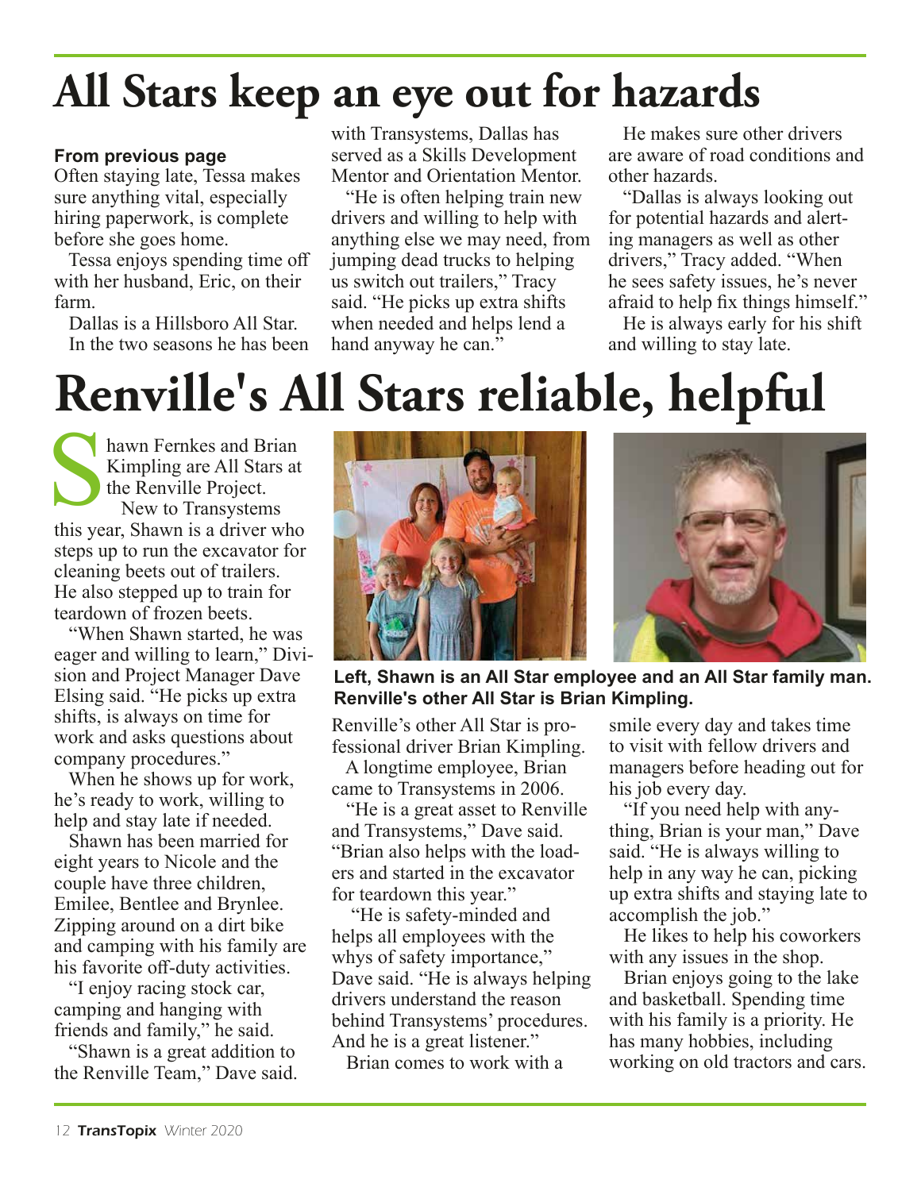# All Stars keep an eye out for hazards

**From previous page**

Often staying late, Tessa makes sure anything vital, especially hiring paperwork, is complete before she goes home.

Tessa enjoys spending time off with her husband, Eric, on their farm.

Dallas is a Hillsboro All Star. In the two seasons he has been with Transystems, Dallas has served as a Skills Development Mentor and Orientation Mentor.

"He is often helping train new drivers and willing to help with anything else we may need, from jumping dead trucks to helping us switch out trailers," Tracy said. "He picks up extra shifts when needed and helps lend a hand anyway he can."

He makes sure other drivers are aware of road conditions and other hazards.

"Dallas is always looking out for potential hazards and alerting managers as well as other drivers," Tracy added. "When he sees safety issues, he's never afraid to help fix things himself."

He is always early for his shift and willing to stay late.

# Renville's All Stars reliable, helpful

Shawn Fernkes and Brian Kimpling are All Stars at the Renville Project.

New to Transystems this year, Shawn is a driver who steps up to run the excavator for cleaning beets out of trailers. He also stepped up to train for teardown of frozen beets.

"When Shawn started, he was eager and willing to learn," Division and Project Manager Dave Elsing said. "He picks up extra shifts, is always on time for work and asks questions about company procedures."

When he shows up for work, he's ready to work, willing to help and stay late if needed.

Shawn has been married for eight years to Nicole and the couple have three children, Emilee, Bentlee and Brynlee. Zipping around on a dirt bike and camping with his family are his favorite off-duty activities.

"I enjoy racing stock car, camping and hanging with friends and family," he said.

"Shawn is a great addition to the Renville Team," Dave said.

**Left, Shawn is an All Star employee and an All Star family man. Renville's other All Star is Brian Kimpling.**

Renville's other All Star is professional driver Brian Kimpling.

A longtime employee, Brian came to Transystems in 2006.

"He is a great asset to Renville and Transystems," Dave said. "Brian also helps with the loaders and started in the excavator for teardown this year."

"He is safety-minded and helps all employees with the whys of safety importance," Dave said. "He is always helping drivers understand the reason behind Transystems' procedures. And he is a great listener."

Brian comes to work with a smile every day and takes time to visit with fellow drivers and managers before heading out for his job every day.

"If you need help with anything, Brian is your man," Dave said. "He is always willing to help in any way he can, picking up extra shifts and staying late to accomplish the job."

He likes to help his coworkers with any issues in the shop.

Brian enjoys going to the lake and basketball. Spending time with his family is a priority. He has many hobbies, including working on old tractors and cars.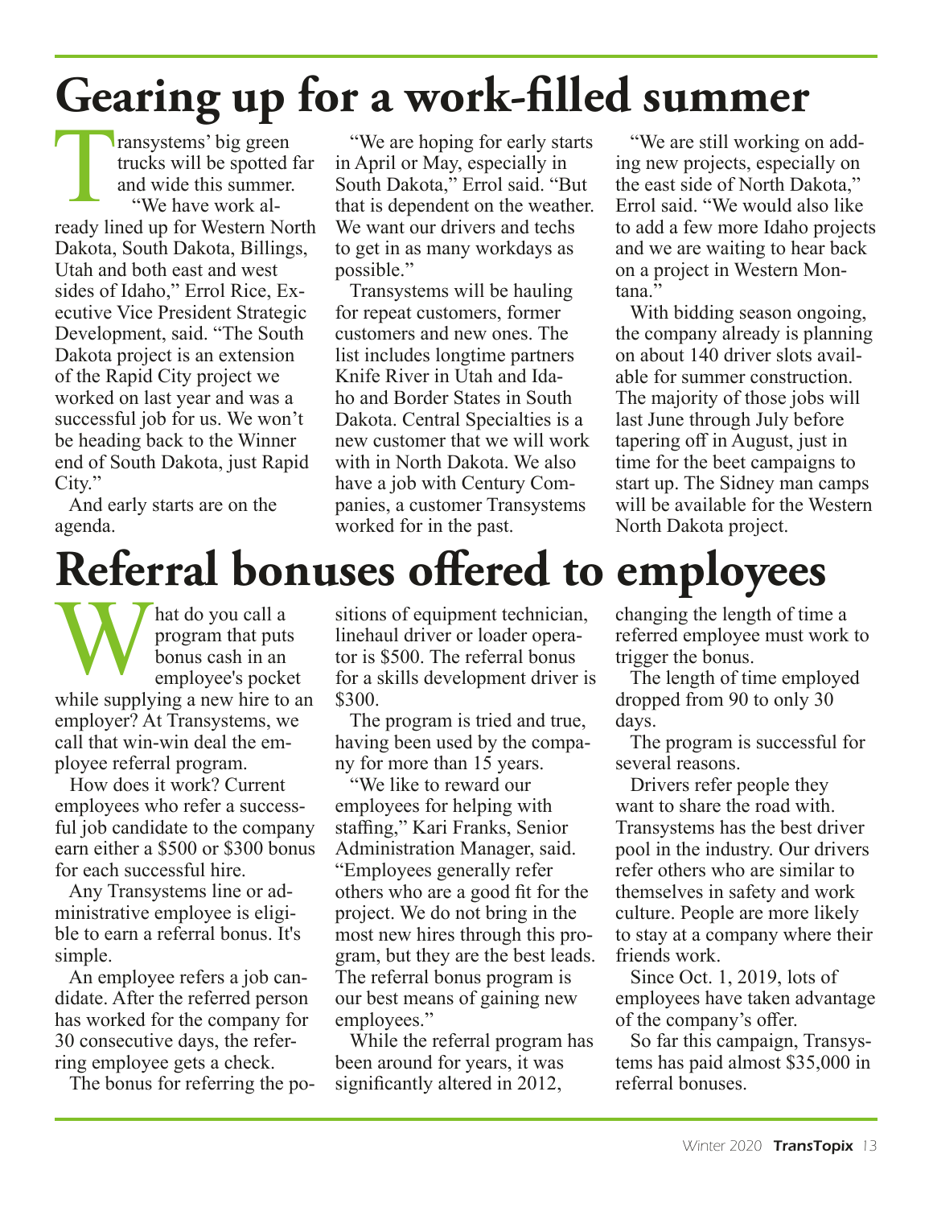# Gearing up for a work-filled summer

Transystems' big green trucks will be spotted far and wide this summer.

"We have work already lined up for Western North Dakota, South Dakota, Billings, Utah and both east and west sides of Idaho," Errol Rice, Executive Vice President Strategic Development, said. "The South Dakota project is an extension of the Rapid City project we worked on last year and was a successful job for us. We won't be heading back to the Winner end of South Dakota, just Rapid City."

And early starts are on the agenda.

"We are hoping for early starts in April or May, especially in South Dakota," Errol said. "But that is dependent on the weather. We want our drivers and techs to get in as many workdays as possible."

Transystems will be hauling for repeat customers, former customers and new ones. The list includes longtime partners Knife River in Utah and Idaho and Border States in South Dakota. Central Specialties is a new customer that we will work with in North Dakota. We also have a job with Century Companies, a customer Transystems worked for in the past.

"We are still working on adding new projects, especially on the east side of North Dakota," Errol said. "We would also like to add a few more Idaho projects and we are waiting to hear back on a project in Western Montana."

With bidding season ongoing, the company already is planning on about 140 driver slots available for summer construction. The majority of those jobs will last June through July before tapering off in August, just in time for the beet campaigns to start up. The Sidney man camps will be available for the Western North Dakota project.

# Referral bonuses offered to employees

What do you call a program that puts bonus cash in an employee's pocket while supplying a new hire to an employer? At Transystems, we call that win-win deal the employee referral program.

How does it work? Current employees who refer a successful job candidate to the company earn either a $500 or $300 bonus for each successful hire.

Any Transystems line or administrative employee is eligible to earn a referral bonus. It's simple.

An employee refers a job candidate. After the referred person has worked for the company for 30 consecutive days, the referring employee gets a check.

The bonus for referring the positions of equipment technician, linehaul driver or loader operator is $500. The referral bonus for a skills development driver is $300.

The program is tried and true, having been used by the company for more than 15 years.

"We like to reward our employees for helping with staffing," Kari Franks, Senior Administration Manager, said. "Employees generally refer others who are a good fit for the project. We do not bring in the most new hires through this program, but they are the best leads. The referral bonus program is our best means of gaining new employees."

While the referral program has been around for years, it was significantly altered in 2012, changing the length of time a referred employee must work to trigger the bonus.

The length of time employed dropped from 90 to only 30 days.

The program is successful for several reasons.

Drivers refer people they want to share the road with. Transystems has the best driver pool in the industry. Our drivers refer others who are similar to themselves in safety and work culture. People are more likely to stay at a company where their friends work.

Since Oct. 1, 2019, lots of employees have taken advantage of the company's offer.

So far this campaign, Transystems has paid almost $35,000 in referral bonuses.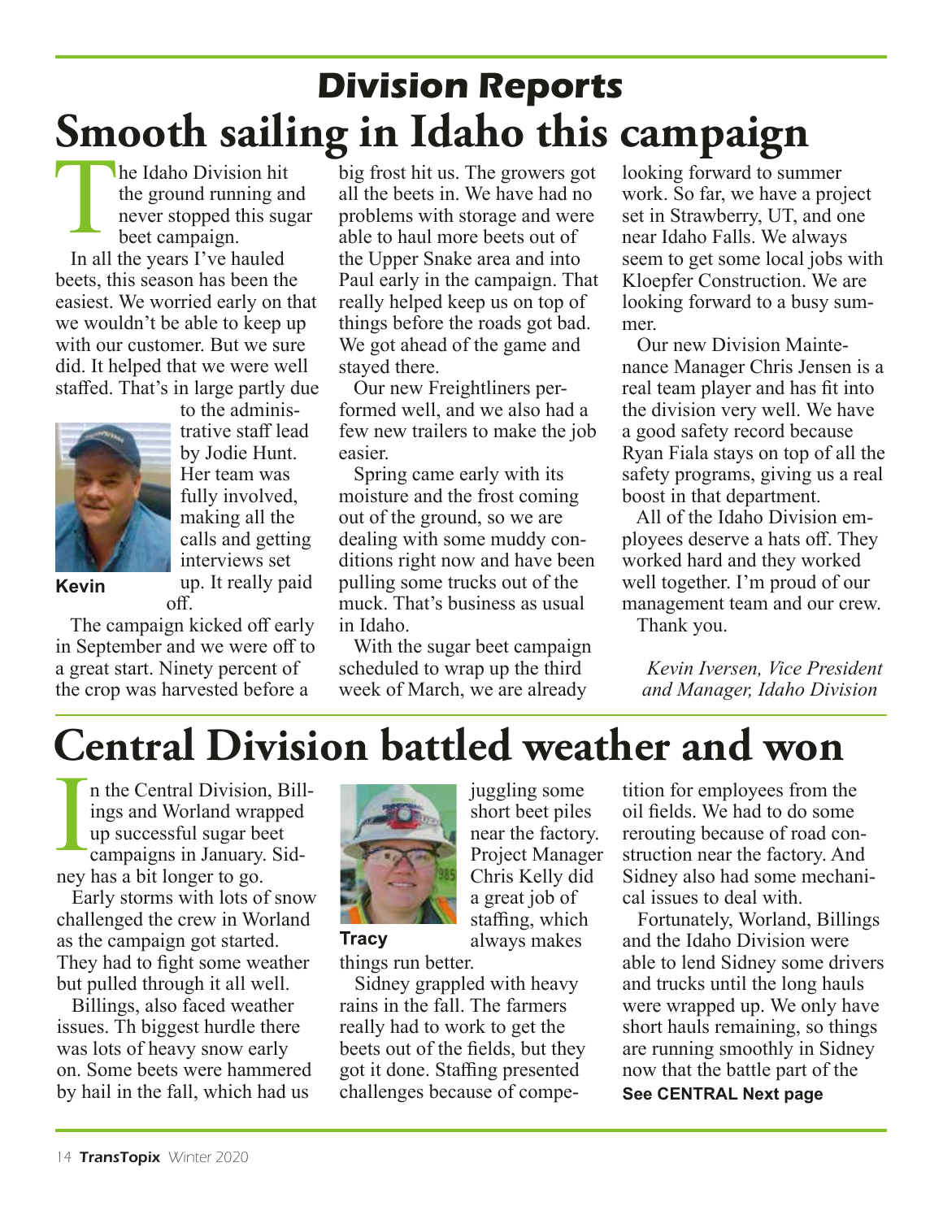# Division Reports

# Smooth sailing in Idaho this campaign

The Idaho Division hit the ground running and never stopped this sugar beet campaign.

In all the years I've hauled beets, this season has been the easiest. We worried early on that we wouldn't be able to keep up with our customer. But we sure did. It helped that we were well staffed. That's in large partly due to the administrative staff lead by Jodie Hunt. Her team was fully involved, making all the calls and getting interviews set up. It really paid off.

Kevin

The campaign kicked off early in September and we were off to a great start. Ninety percent of the crop was harvested before a big frost hit us. The growers got all the beets in. We have had no problems with storage and were able to haul more beets out of the Upper Snake area and into Paul early in the campaign. That really helped keep us on top of things before the roads got bad. We got ahead of the game and stayed there.

Our new Freightliners performed well, and we also had a few new trailers to make the job easier.

Spring came early with its moisture and the frost coming out of the ground, so we are dealing with some muddy conditions right now and have been pulling some trucks out of the muck. That's business as usual in Idaho.

With the sugar beet campaign scheduled to wrap up the third week of March, we are already looking forward to summer work. So far, we have a project set in Strawberry, UT, and one near Idaho Falls. We always seem to get some local jobs with Kloepfer Construction. We are looking forward to a busy summer.

Our new Division Maintenance Manager Chris Jensen is a real team player and has fit into the division very well. We have a good safety record because Ryan Fiala stays on top of all the safety programs, giving us a real boost in that department.

All of the Idaho Division employees deserve a hats off. They worked hard and they worked well together. I'm proud of our management team and our crew.

Thank you.

*Kevin Iversen, Vice President and Manager, Idaho Division*

# Central Division battled weather and won

In the Central Division, Billings and Worland wrapped up successful sugar beet campaigns in January. Sidney has a bit longer to go.

Early storms with lots of snow challenged the crew in Worland as the campaign got started. They had to fight some weather but pulled through it all well.

Billings, also faced weather issues. Th biggest hurdle there was lots of heavy snow early on. Some beets were hammered by hail in the fall, which had us juggling some short beet piles near the factory. Project Manager Chris Kelly did a great job of staffing, which always makes things run better.

Tracy

Sidney grappled with heavy rains in the fall. The farmers really had to work to get the beets out of the fields, but they got it done. Staffing presented challenges because of competition for employees from the oil fields. We had to do some rerouting because of road construction near the factory. And Sidney also had some mechanical issues to deal with.

Fortunately, Worland, Billings and the Idaho Division were able to lend Sidney some drivers and trucks until the long hauls were wrapped up. We only have short hauls remaining, so things are running smoothly in Sidney now that the battle part of the

**See CENTRAL Next page**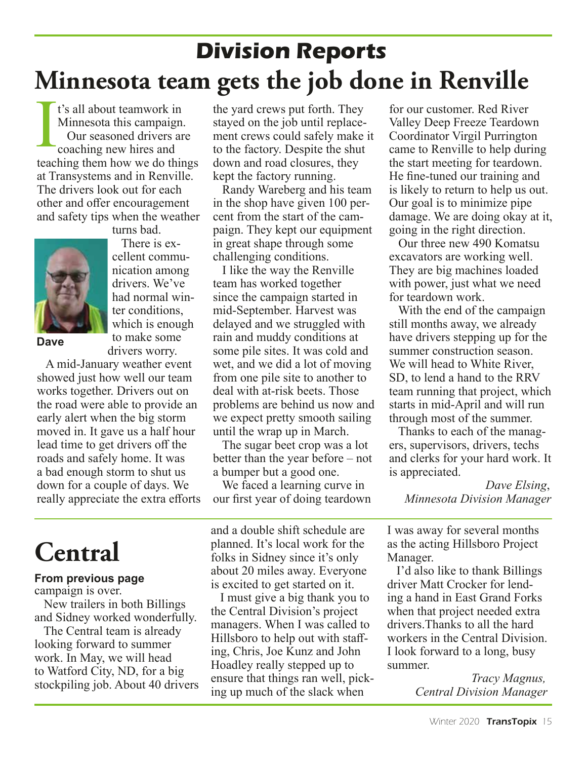# Division Reports

## Minnesota team gets the job done in Renville

It's all about teamwork in Minnesota this campaign.

Our seasoned drivers are coaching new hires and teaching them how we do things at Transystems and in Renville. The drivers look out for each other and offer encouragement and safety tips when the weather turns bad.

Dave

There is excellent communication among drivers. We've had normal winter conditions, which is enough to make some drivers worry.

A mid-January weather event showed just how well our team works together. Drivers out on the road were able to provide an early alert when the big storm moved in. It gave us a half hour lead time to get drivers off the roads and safely home. It was a bad enough storm to shut us down for a couple of days. We really appreciate the extra efforts the yard crews put forth. They stayed on the job until replacement crews could safely make it to the factory. Despite the shut down and road closures, they kept the factory running.

Randy Wareberg and his team in the shop have given 100 percent from the start of the campaign. They kept our equipment in great shape through some challenging conditions.

I like the way the Renville team has worked together since the campaign started in mid-September. Harvest was delayed and we struggled with rain and muddy conditions at some pile sites. It was cold and wet, and we did a lot of moving from one pile site to another to deal with at-risk beets. Those problems are behind us now and we expect pretty smooth sailing until the wrap up in March.

The sugar beet crop was a lot better than the year before – not a bumper but a good one.

We faced a learning curve in our first year of doing teardown for our customer. Red River Valley Deep Freeze Teardown Coordinator Virgil Purrington came to Renville to help during the start meeting for teardown. He fine-tuned our training and is likely to return to help us out. Our goal is to minimize pipe damage. We are doing okay at it, going in the right direction.

Our three new 490 Komatsu excavators are working well. They are big machines loaded with power, just what we need for teardown work.

With the end of the campaign still months away, we already have drivers stepping up for the summer construction season. We will head to White River, SD, to lend a hand to the RRV team running that project, which starts in mid-April and will run through most of the summer.

Thanks to each of the managers, supervisors, drivers, techs and clerks for your hard work. It is appreciated.

*Dave Elsing*,
*Minnesota Division Manager*

## Central

**From previous page**

campaign is over.

New trailers in both Billings and Sidney worked wonderfully.

The Central team is already looking forward to summer work. In May, we will head to Watford City, ND, for a big stockpiling job. About 40 drivers and a double shift schedule are planned. It's local work for the folks in Sidney since it's only about 20 miles away. Everyone is excited to get started on it.

I must give a big thank you to the Central Division's project managers. When I was called to Hillsboro to help out with staffing, Chris, Joe Kunz and John Hoadley really stepped up to ensure that things ran well, picking up much of the slack when I was away for several months as the acting Hillsboro Project Manager.

I'd also like to thank Billings driver Matt Crocker for lending a hand in East Grand Forks when that project needed extra drivers.Thanks to all the hard workers in the Central Division. I look forward to a long, busy summer.

*Tracy Magnus,*
*Central Division Manager*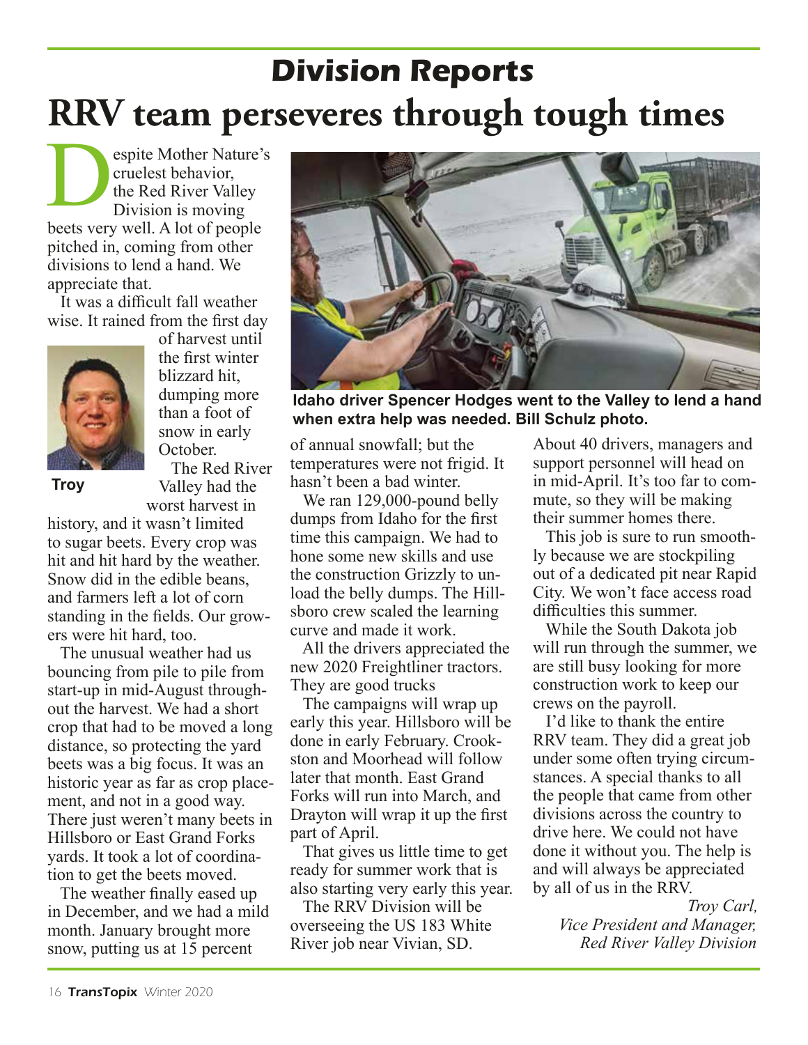# Division Reports

# RRV team perseveres through tough times

Despite Mother Nature's cruelest behavior, the Red River Valley Division is moving beets very well. A lot of people pitched in, coming from other divisions to lend a hand. We appreciate that.

It was a difficult fall weather wise. It rained from the first day of harvest until the first winter blizzard hit, dumping more than a foot of snow in early October.

Troy

The Red River Valley had the worst harvest in history, and it wasn't limited to sugar beets. Every crop was hit and hit hard by the weather. Snow did in the edible beans, and farmers left a lot of corn standing in the fields. Our growers were hit hard, too.

The unusual weather had us bouncing from pile to pile from start-up in mid-August throughout the harvest. We had a short crop that had to be moved a long distance, so protecting the yard beets was a big focus. It was an historic year as far as crop placement, and not in a good way. There just weren't many beets in Hillsboro or East Grand Forks yards. It took a lot of coordination to get the beets moved.

The weather finally eased up in December, and we had a mild month. January brought more snow, putting us at 15 percent of annual snowfall; but the temperatures were not frigid. It hasn't been a bad winter.

Idaho driver Spencer Hodges went to the Valley to lend a hand when extra help was needed. Bill Schulz photo.

We ran 129,000-pound belly dumps from Idaho for the first time this campaign. We had to hone some new skills and use the construction Grizzly to unload the belly dumps. The Hillsboro crew scaled the learning curve and made it work.

All the drivers appreciated the new 2020 Freightliner tractors. They are good trucks

The campaigns will wrap up early this year. Hillsboro will be done in early February. Crookston and Moorhead will follow later that month. East Grand Forks will run into March, and Drayton will wrap it up the first part of April.

That gives us little time to get ready for summer work that is also starting very early this year.

The RRV Division will be overseeing the US 183 White River job near Vivian, SD. About 40 drivers, managers and support personnel will head on in mid-April. It's too far to commute, so they will be making their summer homes there.

This job is sure to run smoothly because we are stockpiling out of a dedicated pit near Rapid City. We won't face access road difficulties this summer.

While the South Dakota job will run through the summer, we are still busy looking for more construction work to keep our crews on the payroll.

I'd like to thank the entire RRV team. They did a great job under some often trying circumstances. A special thanks to all the people that came from other divisions across the country to drive here. We could not have done it without you. The help is and will always be appreciated by all of us in the RRV.

*Troy Carl,*
*Vice President and Manager,*
*Red River Valley Division*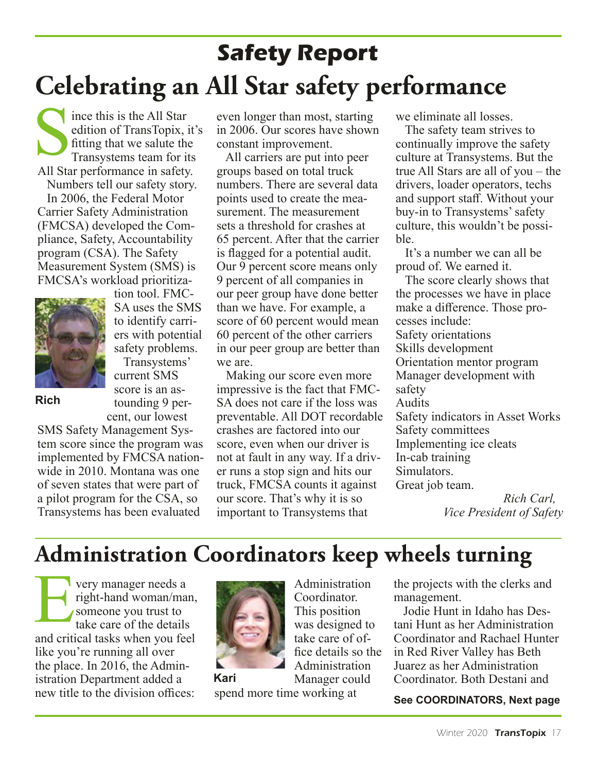# Safety Report

## Celebrating an All Star safety performance

Since this is the All Star edition of TransTopix, it's fitting that we salute the Transystems team for its All Star performance in safety.

Numbers tell our safety story.

In 2006, the Federal Motor Carrier Safety Administration (FMCSA) developed the Compliance, Safety, Accountability program (CSA). The Safety Measurement System (SMS) is FMCSA's workload prioritization tool. FMCSA uses the SMS to identify carriers with potential safety problems.

Rich

Transystems' current SMS score is an astounding 9 percent, our lowest SMS Safety Management System score since the program was implemented by FMCSA nationwide in 2010. Montana was one of seven states that were part of a pilot program for the CSA, so Transystems has been evaluated even longer than most, starting in 2006. Our scores have shown constant improvement.

All carriers are put into peer groups based on total truck numbers. There are several data points used to create the measurement. The measurement sets a threshold for crashes at 65 percent. After that the carrier is flagged for a potential audit. Our 9 percent score means only 9 percent of all companies in our peer group have done better than we have. For example, a score of 60 percent would mean 60 percent of the other carriers in our peer group are better than we are.

Making our score even more impressive is the fact that FMCSA does not care if the loss was preventable. All DOT recordable crashes are factored into our score, even when our driver is not at fault in any way. If a driver runs a stop sign and hits our truck, FMCSA counts it against our score. That's why it is so important to Transystems that we eliminate all losses.

The safety team strives to continually improve the safety culture at Transystems. But the true All Stars are all of you – the drivers, loader operators, techs and support staff. Without your buy-in to Transystems' safety culture, this wouldn't be possible.

It's a number we can all be proud of. We earned it.

The score clearly shows that the processes we have in place make a difference. Those processes include:

Safety orientations  
Skills development  
Orientation mentor program  
Manager development with safety  
Audits  
Safety indicators in Asset Works  
Safety committees  
Implementing ice cleats  
In-cab training  
Simulators.  
Great job team.

*Rich Carl,*  
*Vice President of Safety*

## Administration Coordinators keep wheels turning

Every manager needs a right-hand woman/man, someone you trust to take care of the details and critical tasks when you feel like you're running all over the place. In 2016, the Administration Department added a new title to the division offices: Administration Coordinator. This position was designed to take care of office details so the Administration Manager could spend more time working at the projects with the clerks and management.

Kari

Jodie Hunt in Idaho has Destani Hunt as her Administration Coordinator and Rachael Hunter in Red River Valley has Beth Juarez as her Administration Coordinator. Both Destani and

**See COORDINATORS, Next page**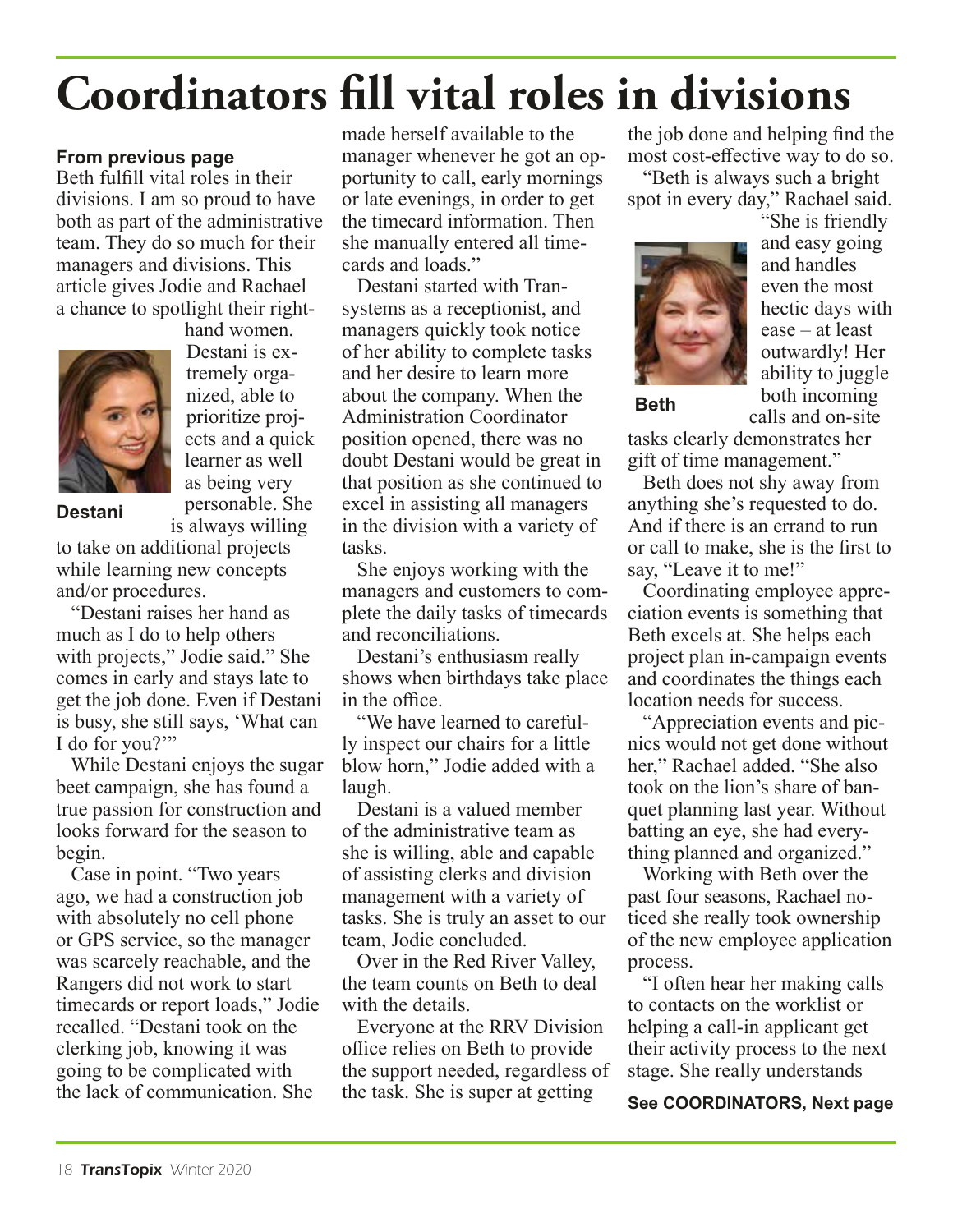# Coordinators fill vital roles in divisions

**From previous page**

Beth fulfill vital roles in their divisions. I am so proud to have both as part of the administrative team. They do so much for their managers and divisions. This article gives Jodie and Rachael a chance to spotlight their right-hand women.

**Destani**

Destani is extremely organized, able to prioritize projects and a quick learner as well as being very personable. She is always willing to take on additional projects while learning new concepts and/or procedures.

"Destani raises her hand as much as I do to help others with projects," Jodie said." She comes in early and stays late to get the job done. Even if Destani is busy, she still says, 'What can I do for you?'"

While Destani enjoys the sugar beet campaign, she has found a true passion for construction and looks forward for the season to begin.

Case in point. "Two years ago, we had a construction job with absolutely no cell phone or GPS service, so the manager was scarcely reachable, and the Rangers did not work to start timecards or report loads," Jodie recalled. "Destani took on the clerking job, knowing it was going to be complicated with the lack of communication. She made herself available to the manager whenever he got an opportunity to call, early mornings or late evenings, in order to get the timecard information. Then she manually entered all timecards and loads."

Destani started with Transystems as a receptionist, and managers quickly took notice of her ability to complete tasks and her desire to learn more about the company. When the Administration Coordinator position opened, there was no doubt Destani would be great in that position as she continued to excel in assisting all managers in the division with a variety of tasks.

She enjoys working with the managers and customers to complete the daily tasks of timecards and reconciliations.

Destani's enthusiasm really shows when birthdays take place in the office.

"We have learned to carefully inspect our chairs for a little blow horn," Jodie added with a laugh.

Destani is a valued member of the administrative team as she is willing, able and capable of assisting clerks and division management with a variety of tasks. She is truly an asset to our team, Jodie concluded.

Over in the Red River Valley, the team counts on Beth to deal with the details.

Everyone at the RRV Division office relies on Beth to provide the support needed, regardless of the task. She is super at getting the job done and helping find the most cost-effective way to do so.

"Beth is always such a bright spot in every day," Rachael said. "She is friendly and easy going and handles even the most hectic days with ease – at least outwardly! Her ability to juggle both incoming calls and on-site tasks clearly demonstrates her gift of time management."

**Beth**

Beth does not shy away from anything she's requested to do. And if there is an errand to run or call to make, she is the first to say, "Leave it to me!"

Coordinating employee appreciation events is something that Beth excels at. She helps each project plan in-campaign events and coordinates the things each location needs for success.

"Appreciation events and picnics would not get done without her," Rachael added. "She also took on the lion's share of banquet planning last year. Without batting an eye, she had everything planned and organized."

Working with Beth over the past four seasons, Rachael noticed she really took ownership of the new employee application process.

"I often hear her making calls to contacts on the worklist or helping a call-in applicant get their activity process to the next stage. She really understands

**See COORDINATORS, Next page**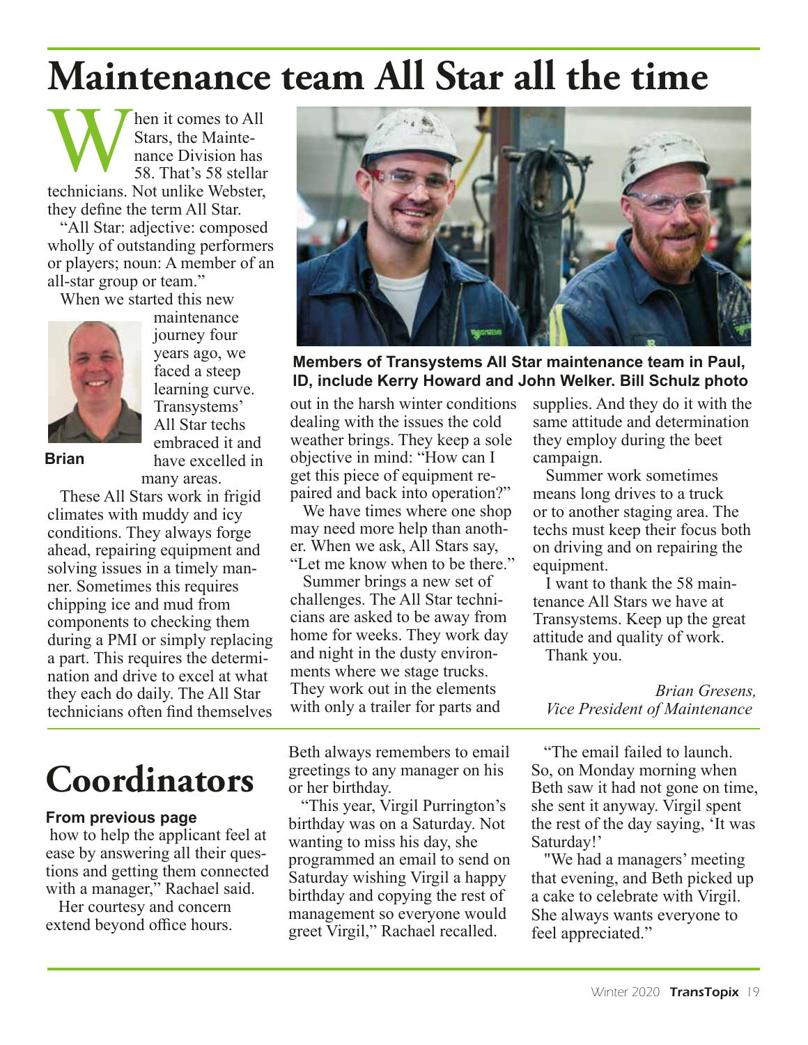# Maintenance team All Star all the time

When it comes to All Stars, the Maintenance Division has 58. That's 58 stellar technicians. Not unlike Webster, they define the term All Star.

"All Star: adjective: composed wholly of outstanding performers or players; noun: A member of an all-star group or team."

When we started this new maintenance journey four years ago, we faced a steep learning curve. Transystems' All Star techs embraced it and have excelled in many areas.

Brian

These All Stars work in frigid climates with muddy and icy conditions. They always forge ahead, repairing equipment and solving issues in a timely manner. Sometimes this requires chipping ice and mud from components to checking them during a PMI or simply replacing a part. This requires the determination and drive to excel at what they each do daily. The All Star technicians often find themselves out in the harsh winter conditions dealing with the issues the cold weather brings. They keep a sole objective in mind: "How can I get this piece of equipment repaired and back into operation?"

**Members of Transystems All Star maintenance team in Paul, ID, include Kerry Howard and John Welker. Bill Schulz photo**

We have times where one shop may need more help than another. When we ask, All Stars say, "Let me know when to be there."

Summer brings a new set of challenges. The All Star technicians are asked to be away from home for weeks. They work day and night in the dusty environments where we stage trucks. They work out in the elements with only a trailer for parts and supplies. And they do it with the same attitude and determination they employ during the beet campaign.

Summer work sometimes means long drives to a truck or to another staging area. The techs must keep their focus both on driving and on repairing the equipment.

I want to thank the 58 maintenance All Stars we have at Transystems. Keep up the great attitude and quality of work.

Thank you.

*Brian Gresens,*
*Vice President of Maintenance*

# Coordinators

**From previous page**

how to help the applicant feel at ease by answering all their questions and getting them connected with a manager," Rachael said.

Her courtesy and concern extend beyond office hours. Beth always remembers to email greetings to any manager on his or her birthday.

"This year, Virgil Purrington's birthday was on a Saturday. Not wanting to miss his day, she programmed an email to send on Saturday wishing Virgil a happy birthday and copying the rest of management so everyone would greet Virgil," Rachael recalled.

"The email failed to launch. So, on Monday morning when Beth saw it had not gone on time, she sent it anyway. Virgil spent the rest of the day saying, 'It was Saturday!'

"We had a managers' meeting that evening, and Beth picked up a cake to celebrate with Virgil. She always wants everyone to feel appreciated."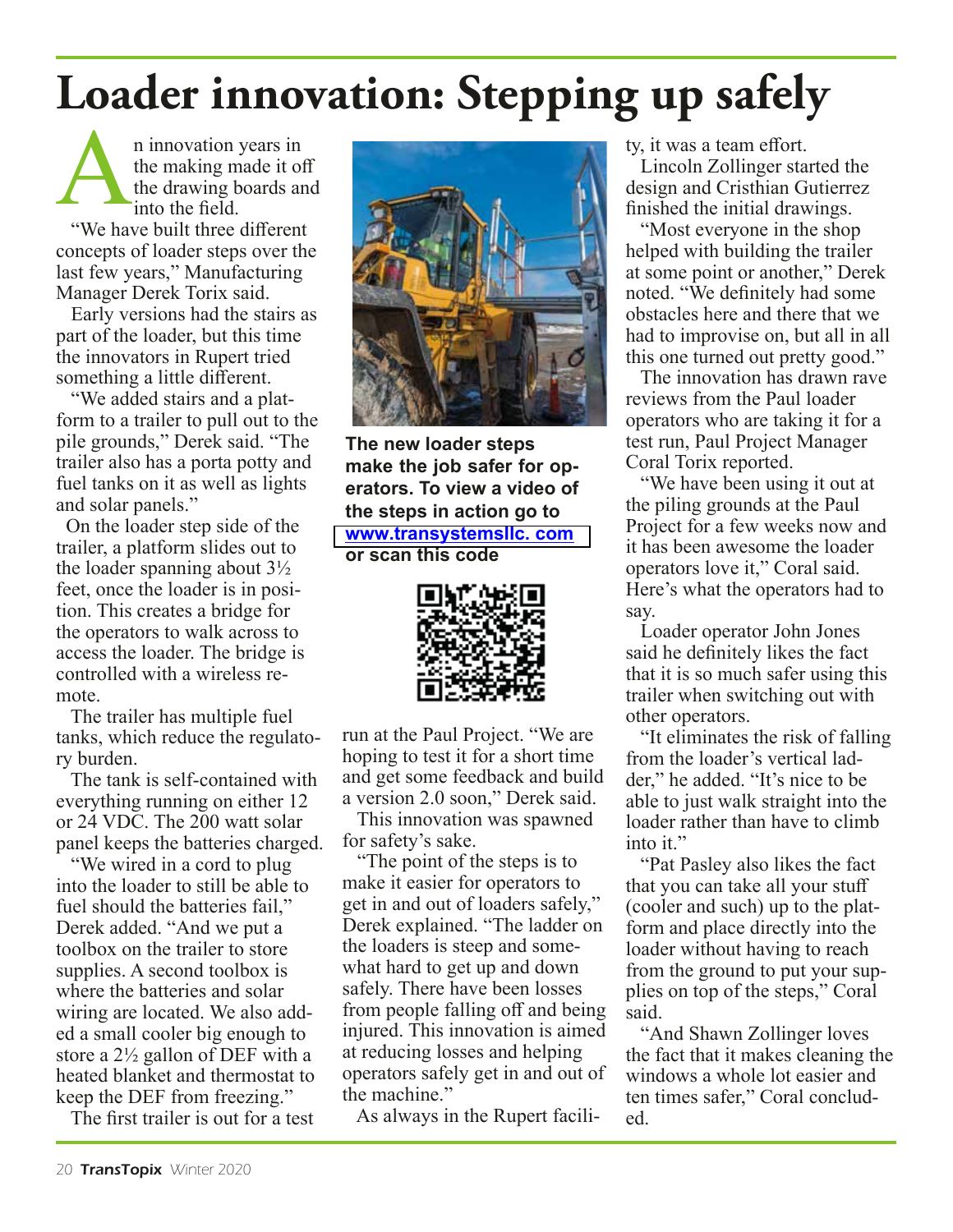# Loader innovation: Stepping up safely

An innovation years in the making made it off the drawing boards and into the field.

"We have built three different concepts of loader steps over the last few years," Manufacturing Manager Derek Torix said.

Early versions had the stairs as part of the loader, but this time the innovators in Rupert tried something a little different.

"We added stairs and a platform to a trailer to pull out to the pile grounds," Derek said. "The trailer also has a porta potty and fuel tanks on it as well as lights and solar panels."

On the loader step side of the trailer, a platform slides out to the loader spanning about 3½ feet, once the loader is in position. This creates a bridge for the operators to walk across to access the loader. The bridge is controlled with a wireless remote.

The trailer has multiple fuel tanks, which reduce the regulatory burden.

The tank is self-contained with everything running on either 12 or 24 VDC. The 200 watt solar panel keeps the batteries charged.

"We wired in a cord to plug into the loader to still be able to fuel should the batteries fail," Derek added. "And we put a toolbox on the trailer to store supplies. A second toolbox is where the batteries and solar wiring are located. We also added a small cooler big enough to store a 2½ gallon of DEF with a heated blanket and thermostat to keep the DEF from freezing."

The first trailer is out for a test run at the Paul Project. "We are hoping to test it for a short time and get some feedback and build a version 2.0 soon," Derek said.

**The new loader steps make the job safer for operators. To view a video of the steps in action go to www.transystemsllc. com or scan this code**

This innovation was spawned for safety's sake.

"The point of the steps is to make it easier for operators to get in and out of loaders safely," Derek explained. "The ladder on the loaders is steep and somewhat hard to get up and down safely. There have been losses from people falling off and being injured. This innovation is aimed at reducing losses and helping operators safely get in and out of the machine."

As always in the Rupert facility, it was a team effort.

Lincoln Zollinger started the design and Cristhian Gutierrez finished the initial drawings.

"Most everyone in the shop helped with building the trailer at some point or another," Derek noted. "We definitely had some obstacles here and there that we had to improvise on, but all in all this one turned out pretty good."

The innovation has drawn rave reviews from the Paul loader operators who are taking it for a test run, Paul Project Manager Coral Torix reported.

"We have been using it out at the piling grounds at the Paul Project for a few weeks now and it has been awesome the loader operators love it," Coral said. Here's what the operators had to say.

Loader operator John Jones said he definitely likes the fact that it is so much safer using this trailer when switching out with other operators.

"It eliminates the risk of falling from the loader's vertical ladder," he added. "It's nice to be able to just walk straight into the loader rather than have to climb into it."

"Pat Pasley also likes the fact that you can take all your stuff (cooler and such) up to the platform and place directly into the loader without having to reach from the ground to put your supplies on top of the steps," Coral said.

"And Shawn Zollinger loves the fact that it makes cleaning the windows a whole lot easier and ten times safer," Coral concluded.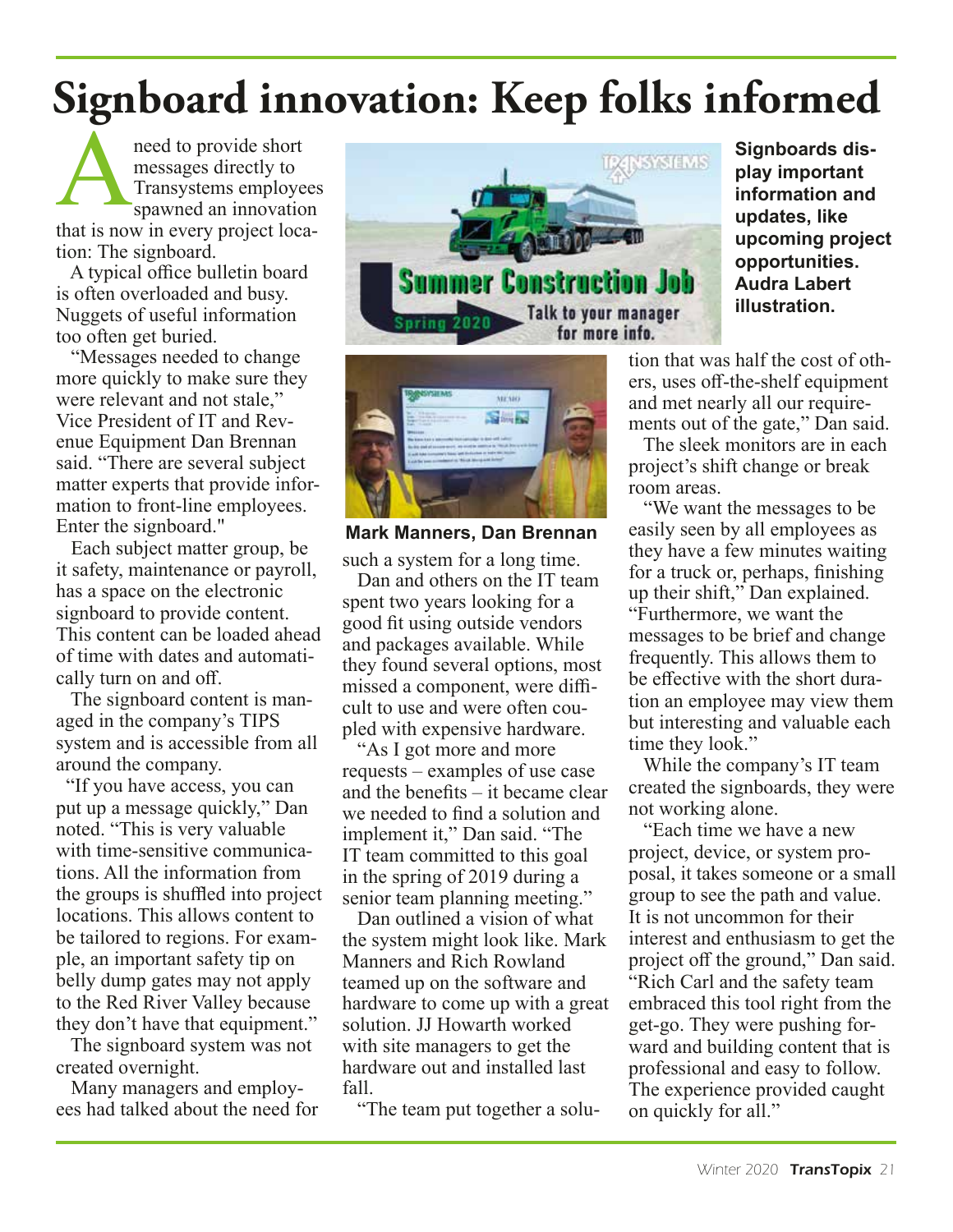# Signboard innovation: Keep folks informed

A need to provide short messages directly to Transystems employees spawned an innovation that is now in every project location: The signboard.

A typical office bulletin board is often overloaded and busy. Nuggets of useful information too often get buried.

"Messages needed to change more quickly to make sure they were relevant and not stale," Vice President of IT and Revenue Equipment Dan Brennan said. "There are several subject matter experts that provide information to front-line employees. Enter the signboard."

Each subject matter group, be it safety, maintenance or payroll, has a space on the electronic signboard to provide content. This content can be loaded ahead of time with dates and automatically turn on and off.

The signboard content is managed in the company's TIPS system and is accessible from all around the company.

"If you have access, you can put up a message quickly," Dan noted. "This is very valuable with time-sensitive communications. All the information from the groups is shuffled into project locations. This allows content to be tailored to regions. For example, an important safety tip on belly dump gates may not apply to the Red River Valley because they don't have that equipment."

The signboard system was not created overnight.

Many managers and employees had talked about the need for such a system for a long time.

Dan and others on the IT team spent two years looking for a good fit using outside vendors and packages available. While they found several options, most missed a component, were difficult to use and were often coupled with expensive hardware.

"As I got more and more requests – examples of use case and the benefits – it became clear we needed to find a solution and implement it," Dan said. "The IT team committed to this goal in the spring of 2019 during a senior team planning meeting."

Dan outlined a vision of what the system might look like. Mark Manners and Rich Rowland teamed up on the software and hardware to come up with a great solution. JJ Howarth worked with site managers to get the hardware out and installed last fall.

"The team put together a solution that was half the cost of others, uses off-the-shelf equipment and met nearly all our requirements out of the gate," Dan said.

The sleek monitors are in each project's shift change or break room areas.

"We want the messages to be easily seen by all employees as they have a few minutes waiting for a truck or, perhaps, finishing up their shift," Dan explained. "Furthermore, we want the messages to be brief and change frequently. This allows them to be effective with the short duration an employee may view them but interesting and valuable each time they look."

While the company's IT team created the signboards, they were not working alone.

"Each time we have a new project, device, or system proposal, it takes someone or a small group to see the path and value. It is not uncommon for their interest and enthusiasm to get the project off the ground," Dan said. "Rich Carl and the safety team embraced this tool right from the get-go. They were pushing forward and building content that is professional and easy to follow. The experience provided caught on quickly for all."

**Signboards display important information and updates, like upcoming project opportunities. Audra Labert illustration.**

**Mark Manners, Dan Brennan**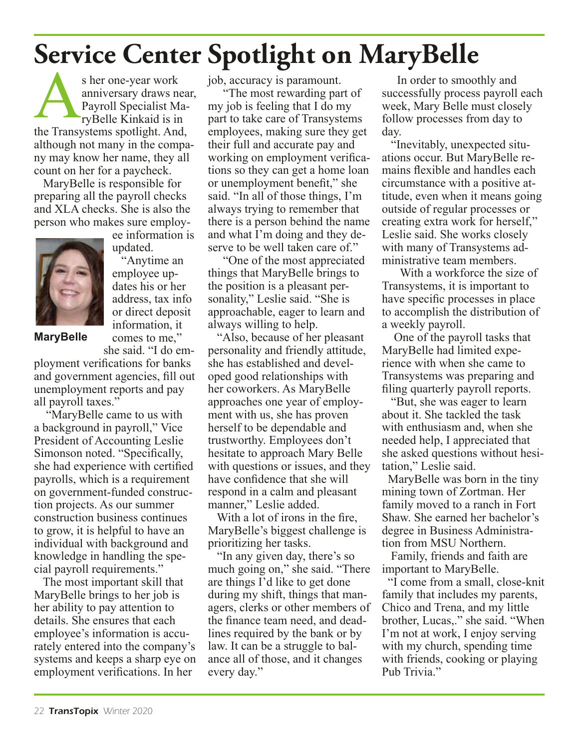# Service Center Spotlight on MaryBelle

As her one-year work anniversary draws near, Payroll Specialist MaryBelle Kinkaid is in the Transystems spotlight. And, although not many in the company may know her name, they all count on her for a paycheck.

MaryBelle is responsible for preparing all the payroll checks and XLA checks. She is also the person who makes sure employee information is updated.

**MaryBelle**

"Anytime an employee updates his or her address, tax info or direct deposit information, it comes to me," she said. "I do employment verifications for banks and government agencies, fill out unemployment reports and pay all payroll taxes."

"MaryBelle came to us with a background in payroll," Vice President of Accounting Leslie Simonson noted. "Specifically, she had experience with certified payrolls, which is a requirement on government-funded construction projects. As our summer construction business continues to grow, it is helpful to have an individual with background and knowledge in handling the special payroll requirements."

The most important skill that MaryBelle brings to her job is her ability to pay attention to details. She ensures that each employee's information is accurately entered into the company's systems and keeps a sharp eye on employment verifications. In her job, accuracy is paramount.

"The most rewarding part of my job is feeling that I do my part to take care of Transystems employees, making sure they get their full and accurate pay and working on employment verifications so they can get a home loan or unemployment benefit," she said. "In all of those things, I'm always trying to remember that there is a person behind the name and what I'm doing and they deserve to be well taken care of."

"One of the most appreciated things that MaryBelle brings to the position is a pleasant personality," Leslie said. "She is approachable, eager to learn and always willing to help.

"Also, because of her pleasant personality and friendly attitude, she has established and developed good relationships with her coworkers. As MaryBelle approaches one year of employment with us, she has proven herself to be dependable and trustworthy. Employees don't hesitate to approach Mary Belle with questions or issues, and they have confidence that she will respond in a calm and pleasant manner," Leslie added.

With a lot of irons in the fire, MaryBelle's biggest challenge is prioritizing her tasks.

"In any given day, there's so much going on," she said. "There are things I'd like to get done during my shift, things that managers, clerks or other members of the finance team need, and deadlines required by the bank or by law. It can be a struggle to balance all of those, and it changes every day."

In order to smoothly and successfully process payroll each week, Mary Belle must closely follow processes from day to day.

"Inevitably, unexpected situations occur. But MaryBelle remains flexible and handles each circumstance with a positive attitude, even when it means going outside of regular processes or creating extra work for herself," Leslie said. She works closely with many of Transystems administrative team members.

With a workforce the size of Transystems, it is important to have specific processes in place to accomplish the distribution of a weekly payroll.

One of the payroll tasks that MaryBelle had limited experience with when she came to Transystems was preparing and filing quarterly payroll reports.

"But, she was eager to learn about it. She tackled the task with enthusiasm and, when she needed help, I appreciated that she asked questions without hesitation," Leslie said.

MaryBelle was born in the tiny mining town of Zortman. Her family moved to a ranch in Fort Shaw. She earned her bachelor's degree in Business Administration from MSU Northern.

Family, friends and faith are important to MaryBelle.

"I come from a small, close-knit family that includes my parents, Chico and Trena, and my little brother, Lucas,." she said. "When I'm not at work, I enjoy serving with my church, spending time with friends, cooking or playing Pub Trivia."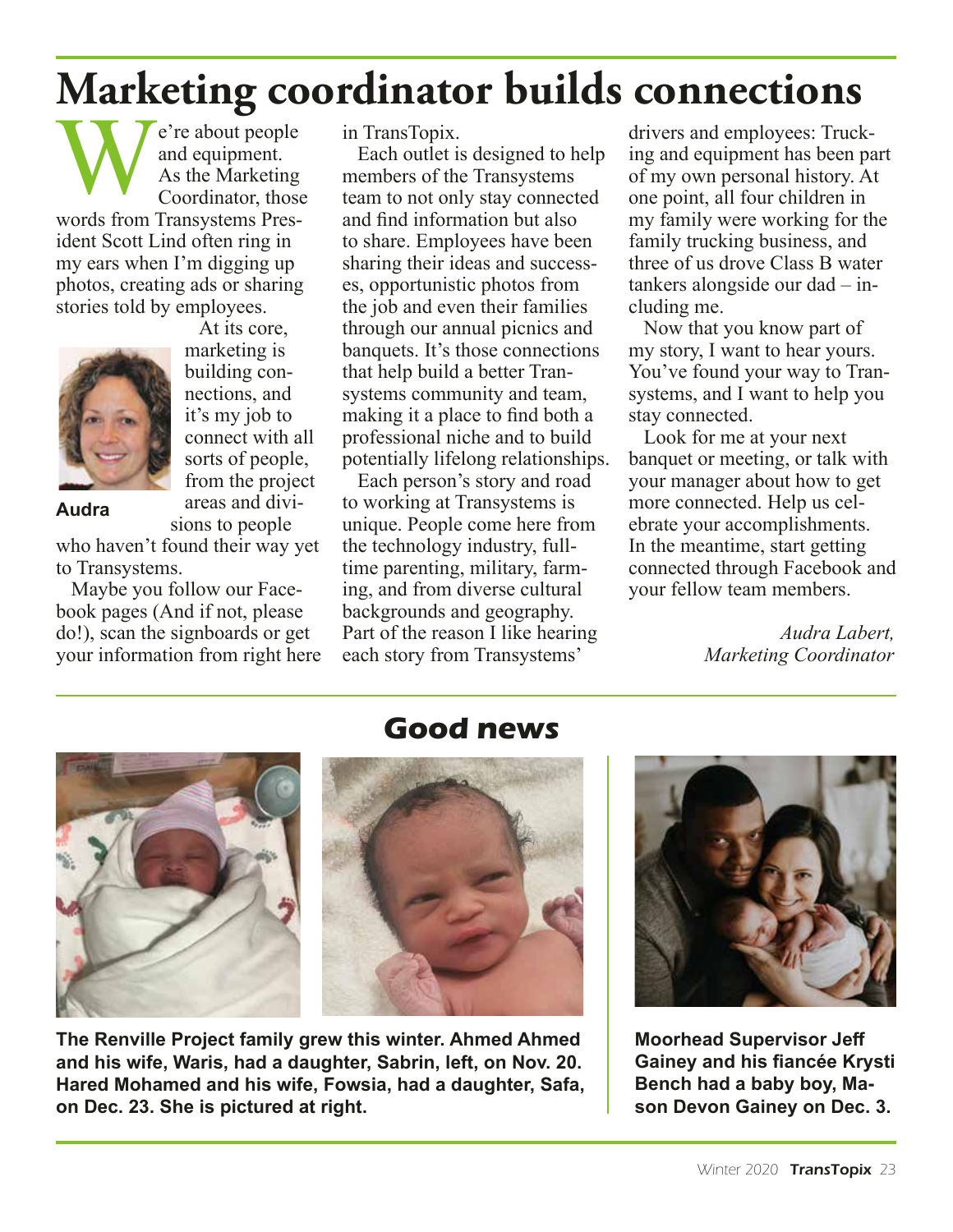# Marketing coordinator builds connections

We're about people and equipment. As the Marketing Coordinator, those words from Transystems President Scott Lind often ring in my ears when I'm digging up photos, creating ads or sharing stories told by employees.

**Audra**

At its core, marketing is building connections, and it's my job to connect with all sorts of people, from the project areas and divisions to people who haven't found their way yet to Transystems.

Maybe you follow our Facebook pages (And if not, please do!), scan the signboards or get your information from right here in TransTopix.

Each outlet is designed to help members of the Transystems team to not only stay connected and find information but also to share. Employees have been sharing their ideas and successes, opportunistic photos from the job and even their families through our annual picnics and banquets. It's those connections that help build a better Transystems community and team, making it a place to find both a professional niche and to build potentially lifelong relationships.

Each person's story and road to working at Transystems is unique. People come here from the technology industry, full-time parenting, military, farming, and from diverse cultural backgrounds and geography. Part of the reason I like hearing each story from Transystems' drivers and employees: Trucking and equipment has been part of my own personal history. At one point, all four children in my family were working for the family trucking business, and three of us drove Class B water tankers alongside our dad – including me.

Now that you know part of my story, I want to hear yours. You've found your way to Transystems, and I want to help you stay connected.

Look for me at your next banquet or meeting, or talk with your manager about how to get more connected. Help us celebrate your accomplishments. In the meantime, start getting connected through Facebook and your fellow team members.

*Audra Labert,*
*Marketing Coordinator*

## Good news

**The Renville Project family grew this winter. Ahmed Ahmed and his wife, Waris, had a daughter, Sabrin, left, on Nov. 20. Hared Mohamed and his wife, Fowsia, had a daughter, Safa, on Dec. 23. She is pictured at right.**

**Moorhead Supervisor Jeff Gainey and his fiancée Krysti Bench had a baby boy, Mason Devon Gainey on Dec. 3.**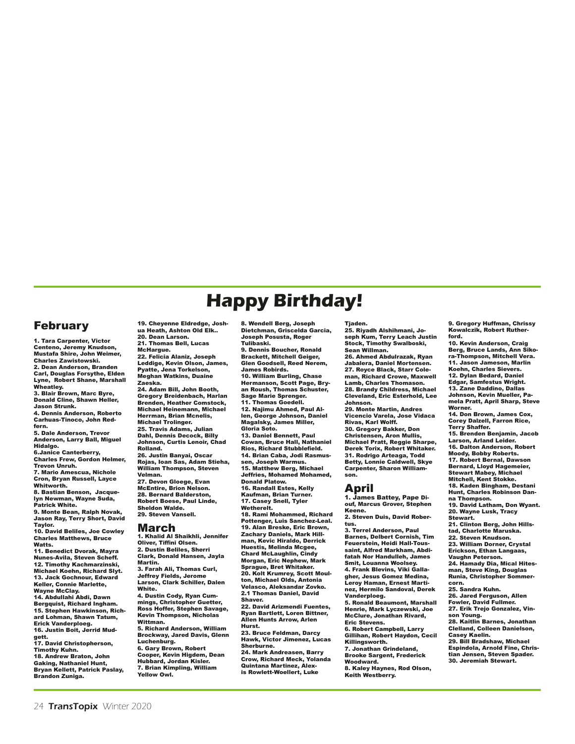# Happy Birthday!

## February

1. Tara Carpenter, Victor Centeno, Jeremy Knudson, Mustafa Shire, John Weimer, Charles Zawistowski.
2. Dean Anderson, Branden Carl, Douglas Forsythe, Elden Lyne, Robert Shane, Marshall Wheatley.
3. Blair Brown, Marc Byre, Donald Cline, Shawn Heller, Jason Strunk.
4. Dennis Anderson, Roberto Carhuas-Tinoco, John Redfern.
5. Dale Anderson, Trevor Anderson, Larry Ball, Miguel Hidalgo.
6. Janice Canterberry, Charles Frew, Gordon Helmer, Trevon Unruh.
7. Mario Amescua, Nichole Cron, Bryan Russell, Layce Whitworth.
8. Bastian Benson, Jacquelyn Newman, Wayne Suda, Patrick White.
9. Monte Bean, Ralph Novak, Jason Ray, Terry Short, David Taylor.
10. David Beliles, Joe Cowley Charles Matthews, Bruce Watts.
11. Benedict Dvorak, Mayra Nunes-Avila, Steven Scheff.
12. Timothy Kachmarzinski, Michael Koehn, Richard Slyt.
13. Jack Gochnour, Edward Keller, Connie Marlette, Wayne McClay.
14. Abdullahi Abdi, Dawn Bergquist, Richard Ingham.
15. Stephen Hawkinson, Richard Lohman, Shawn Tatum, Erick Vanderploeg.
16. Justin Boit, Jerrid Mudgett.
17. David Christopherson, Timothy Kuhn.
18. Andrew Braton, John Gaking, Nathaniel Hunt, Bryan Kellett, Patrick Paslay, Brandon Zuniga.
19. Cheyenne Eldredge, Joshua Heath, Ashton Old Elk..
20. Dean Larson.
21. Thomas Bell, Lucas McHargue.
22. Felicia Alaniz, Joseph Leddige, Kevin Olson, James, Pyatte, Jena Torkelson, Meghan Watkins, Duaine Zaeska.
24. Adam Bill, John Booth, Gregory Breidenbach, Harlan Brenden, Heather Comstock, Michael Heinemann, Michael Herrman, Brian Mcnelis, Michael Trolinger.
25. Travis Adams, Julian Dahl, Dennis Decock, Billy Johnson, Curtis Lenoir, Chad Rolland.
26. Justin Banyai, Oscar Rojas, Ioan Sas, Adam Stieha, William Thompson, Steven Velman.
27. Devon Gloege, Evan McEntire, Brion Nelson.
28. Bernard Balderston, Robert Boese, Paul Linde, Sheldon Walde.
29. Steven Vansell.

## March

1. Khalid Al Shaikhli, Jennifer Oliver, Tiffini Olsen.
2. Dustin Beliles, Sherri Clark, Donald Hansen, Jayla Martin.
3. Farah Ali, Thomas Curl, Jeffrey Fields, Jerome Larson, Clark Schiller, Dalen White.
4. Dustin Cody, Ryan Cummings, Christopher Guetter, Ross Hoffer, Stephen Savage, Kevin Thompson, Nicholas Wittman.
5. Richard Anderson, William Brockway, Jared Davis, Glenn Luchenburg.
6. Gary Brown, Robert Cooper, Kevin Higdem, Dean Hubbard, Jordan Kisler.
7. Brian Kimpling, William Yellow Owl.
8. Wendell Berg, Joseph Dietchman, Griscelda Garcia, Joseph Posusta, Roger Tulibaski.
9. Dennis Boucher, Ronald Brackett, Mitchell Geiger, Glen Goodsell, Reed Nerem, James Robirds.
10. William Burling, Chase Hermanson, Scott Page, Bryan Roush, Thomas Schuster, Sage Marie Sprenger.
11. Thomas Goedell.
12. Najimu Ahmed, Paul Allen, George Johnson, Daniel Magalsky, James Miller, Gloria Soto.
13. Daniel Bennett, Paul Cowan, Bruce Hall, Nathaniel Rios, Richard Stubblefield.
14. Brian Caba, Jodi Rasmussen, Joseph Warmus.
15. Matthew Berg, Michael Jeffries, Mohamed Mohamed, Donald Platow.
16. Randall Estes, Kelly Kaufman, Brian Turner.
17. Casey Snell, Tyler Wetherelt.
18. Rami Mohammed, Richard Pottenger, Luis Sanchez-Leal.
19. Alan Breske, Eric Brown, Zachary Daniels, Mark Hillman, Kevic Hiraldo, Derrick Huestis, Melinda Mcgee, Chard McLaughlin, Cindy Morgan, Eric Nephew, Mark Sprague, Bret Whitaker.
20. Kolt Krumrey, Scott Moulton, Michael Olds, Antonia Velasco, Aleksandar Zovko.
2.1 Thomas Daniel, David Shaver.
22. David Arizmendi Fuentes, Ryan Bartlett, Loren Bittner, Allen Hunts Arrow, Arlen Hurst.
23. Bruce Feldman, Darcy Hawk, Victor Jimenez, Lucas Sherburne.
24. Mark Andreasen, Barry Crow, Richard Meck, Yolanda Quintana Martinez, Alexis Rowlett-Woellert, Luke Tjaden.
25. Riyadh Alshihmani, Joseph Kum, Terry Leach Justin Stock, Timothy Swalboski, Sean Willman.
26. Ahmed Abdulrazak, Ryan Jabalera, Daniel Mortensen.
27. Royce Black, Starr Coleman, Richard Crowe, Maxwell Lamb, Charles Thomason.
28. Brandy Childress, Michael Cleveland, Eric Esterhold, Lee Johnson.
29. Monte Martin, Andres Vicencio Varela, Jose Vidaca Rivas, Karl Wolff.
30. Gregory Bakker, Don Christensen, Aron Mullis, Michael Pratt, Reggie Sharpe, Derek Torix, Robert Whitaker.
31. Rodrigo Arteaga, Todd Betty, Lonnie Caldwell, Skye Carpenter, Sharon Williamson.

## April

1. James Battey, Pape Diouf, Marcus Grover, Stephen Keene.
2. Steven Duis, David Robertus.
3. Terrel Anderson, Paul Barnes, Delbert Cornish, Tim Feuerstein, Heidi Hall-Toussaint, Alfred Markham, Abdifatah Nor Handulleh, James Smit, Louanna Woolsey.
4. Frank Blevins, Viki Gallagher, Jesus Gomez Medina, Leroy Haman, Ernest Martinez, Hermilo Sandoval, Derek Vanderploeg.
5. Ronald Beaumont, Marshall Henrie, Mark Lyczewski, Joe McClure, Jonathan Rivard, Eric Stevens.
6. Robert Campbell, Larry Gillihan, Robert Haydon, Cecil Killingsworth.
7. Jonathan Grindeland, Brooke Sargent, Frederick Woodward.
8. Kaley Haynes, Rod Olson, Keith Westberry.
9. Gregory Huffman, Chrissy Kowalczik, Robert Rutherford.
10. Kevin Anderson, Craig Berg, Bruce Lands, Ann Sikora-Thompson, Mitchell Vera.
11. Jason Jameson, Marlin Koehn, Charles Sievers.
12. Dylan Bedard, Daniel Edgar, Samfestus Wright.
13. Zane Daddino, Dallas Johnson, Kevin Mueller, Pamela Pratt, April Sharp, Steve Worner.
14. Don Brown, James Cox, Corey Dalzell, Farron Rice, Terry Shaffer.
15. Brenden Benjamin, Jacob Larson, Arland Leider.
16. Dalton Anderson, Robert Moody, Bobby Roberts.
17. Robert Bernal, Dawson Bernard, Lloyd Hagemeier, Stewart Mabey, Michael Mitchell, Kent Stokke.
18. Kaden Bingham, Destani Hunt, Charles Robinson Danna Thompson.
19. David Latham, Don Wyant.
20. Wayne Lusk, Tracy Stewart.
21. Clinton Berg, John Hillstad, Charlotte Maruska.
22. Steven Knudson.
23. William Dorner, Crystal Erickson, Ethan Langaas, Vaughn Peterson.
24. Hamady Dia, Mical Hitesman, Steve King, Douglas Runia, Christopher Sommercorn.
25. Sandra Kuhn.
26. Jared Ferguson, Allen Fowler, David Fullmer.
27. Erik Trejo Gonzalez, Vinson Young.
28. Kaitlin Barnes, Jonathan Clelland, Colleen Danielson, Casey Kaelin.
29. Bill Bradshaw, Michael Espindola, Arnold Fine, Christian Jensen, Steven Spader.
30. Jeremiah Stewart.